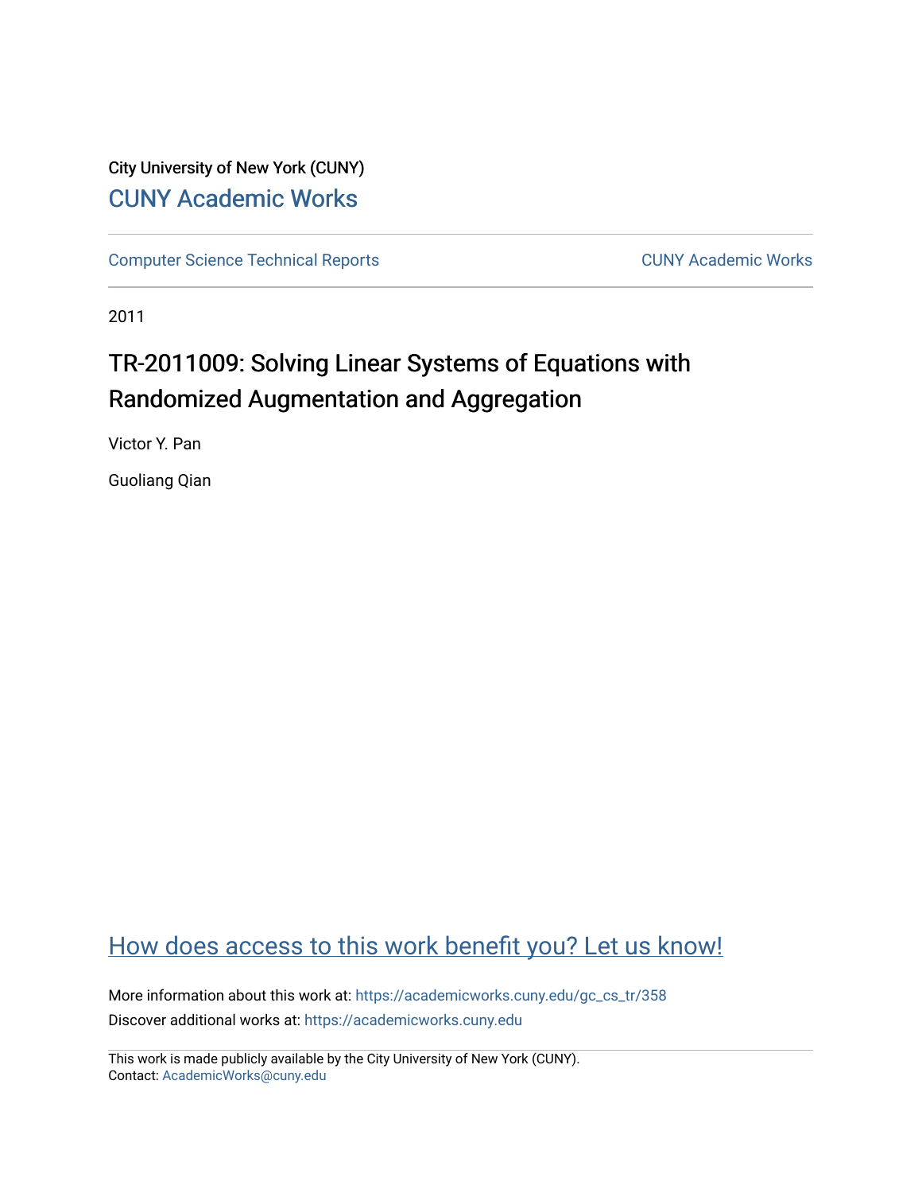City University of New York (CUNY)

CUNY Academic Works

Computer Science Technical Reports

CUNY Academic Works

2011

# TR-2011009: Solving Linear Systems of Equations with Randomized Augmentation and Aggregation

Victor Y. Pan

Guoliang Qian

How does access to this work benefit you? Let us know!

More information about this work at: https://academicworks.cuny.edu/gc_cs_tr/358

Discover additional works at: https://academicworks.cuny.edu

This work is made publicly available by the City University of New York (CUNY).
Contact: AcademicWorks@cuny.edu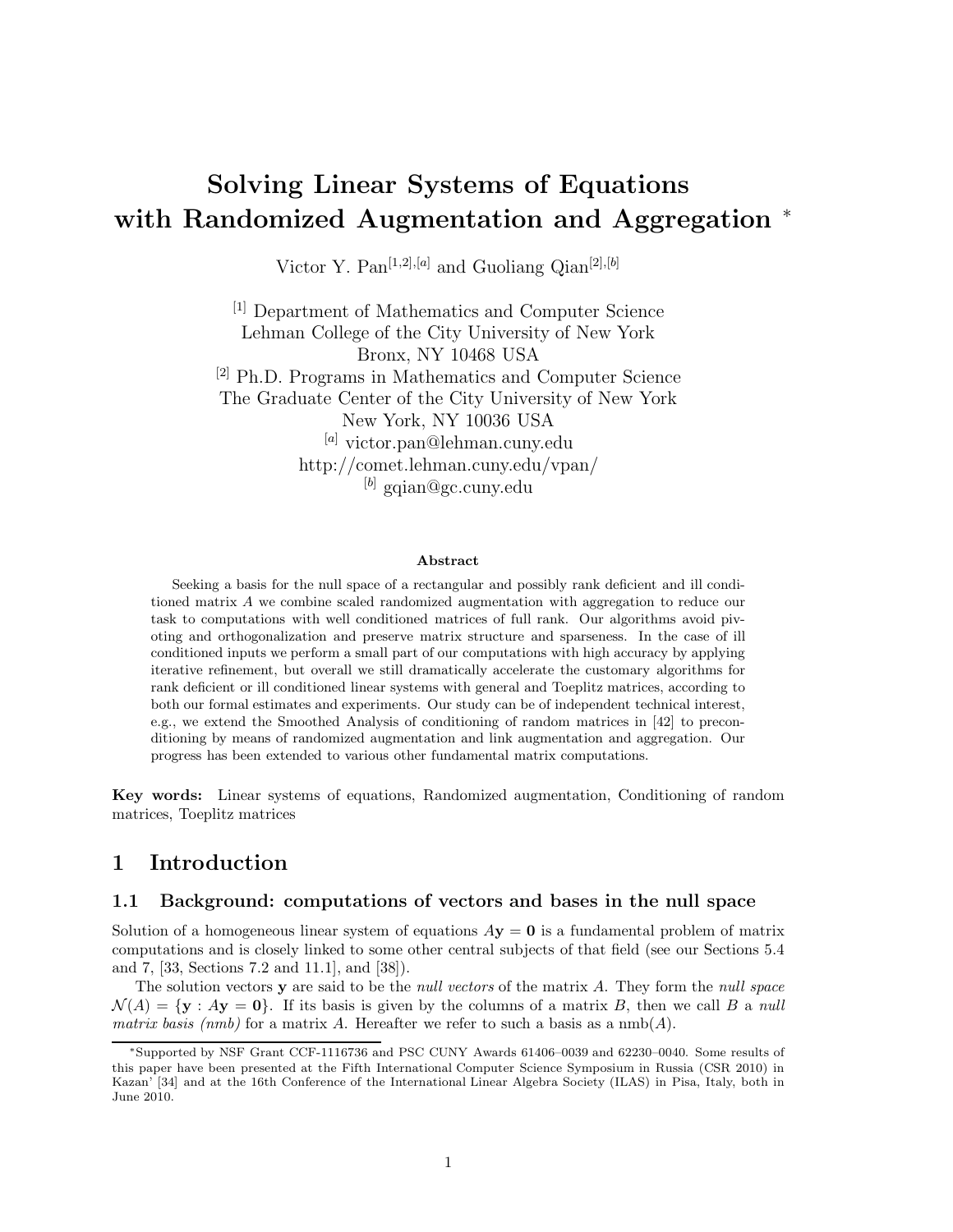# Solving Linear Systems of Equations with Randomized Augmentation and Aggregation *

Victor Y. Pan[1,2],[a] and Guoliang Qian[2],[b]

[1] Department of Mathematics and Computer Science
Lehman College of the City University of New York
Bronx, NY 10468 USA
[2] Ph.D. Programs in Mathematics and Computer Science
The Graduate Center of the City University of New York
New York, NY 10036 USA
[a] victor.pan@lehman.cuny.edu
http://comet.lehman.cuny.edu/vpan/
[b] gqian@gc.cuny.edu

**Abstract**

Seeking a basis for the null space of a rectangular and possibly rank deficient and ill conditioned matrix $A$ we combine scaled randomized augmentation with aggregation to reduce our task to computations with well conditioned matrices of full rank. Our algorithms avoid pivoting and orthogonalization and preserve matrix structure and sparseness. In the case of ill conditioned inputs we perform a small part of our computations with high accuracy by applying iterative refinement, but overall we still dramatically accelerate the customary algorithms for rank deficient or ill conditioned linear systems with general and Toeplitz matrices, according to both our formal estimates and experiments. Our study can be of independent technical interest, e.g., we extend the Smoothed Analysis of conditioning of random matrices in [42] to preconditioning by means of randomized augmentation and link augmentation and aggregation. Our progress has been extended to various other fundamental matrix computations.

**Key words:** Linear systems of equations, Randomized augmentation, Conditioning of random matrices, Toeplitz matrices

## 1 Introduction

### 1.1 Background: computations of vectors and bases in the null space

Solution of a homogeneous linear system of equations $A\mathbf{y} = \mathbf{0}$ is a fundamental problem of matrix computations and is closely linked to some other central subjects of that field (see our Sections 5.4 and 7, [33, Sections 7.2 and 11.1], and [38]).

The solution vectors $\mathbf{y}$ are said to be the *null vectors* of the matrix $A$. They form the *null space* $\mathcal{N}(A) = \{\mathbf{y} : A\mathbf{y} = \mathbf{0}\}$. If its basis is given by the columns of a matrix $B$, then we call $B$ a *null matrix basis (nmb)* for a matrix $A$. Hereafter we refer to such a basis as a $\text{nmb}(A)$.

*Supported by NSF Grant CCF-1116736 and PSC CUNY Awards 61406–0039 and 62230–0040. Some results of this paper have been presented at the Fifth International Computer Science Symposium in Russia (CSR 2010) in Kazan' [34] and at the 16th Conference of the International Linear Algebra Society (ILAS) in Pisa, Italy, both in June 2010.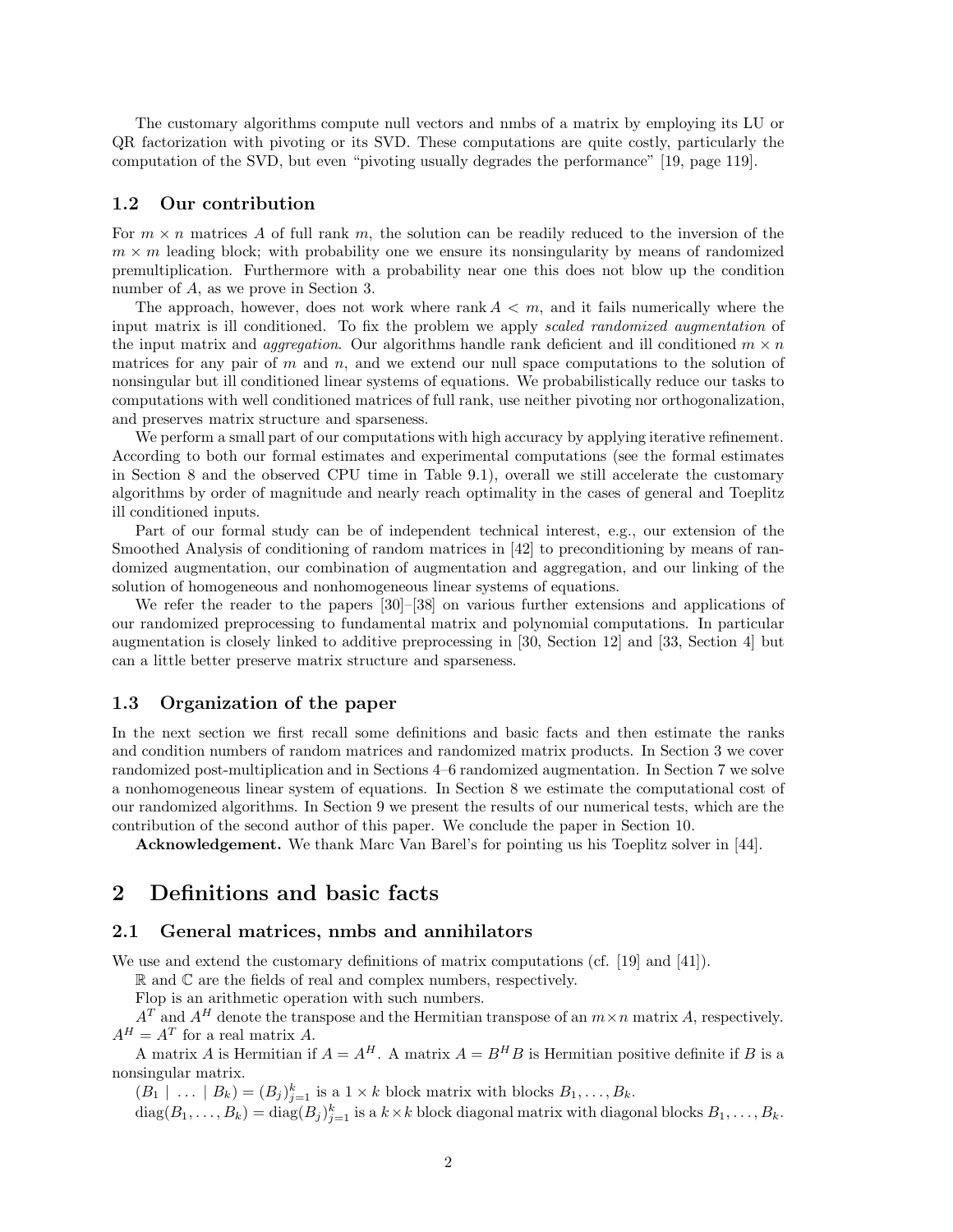The customary algorithms compute null vectors and nmbs of a matrix by employing its LU or QR factorization with pivoting or its SVD. These computations are quite costly, particularly the computation of the SVD, but even "pivoting usually degrades the performance" [19, page 119].

### 1.2 Our contribution

For $m \times n$ matrices $A$ of full rank $m$, the solution can be readily reduced to the inversion of the $m \times m$ leading block; with probability one we ensure its nonsingularity by means of randomized premultiplication. Furthermore with a probability near one this does not blow up the condition number of $A$, as we prove in Section 3.

The approach, however, does not work where $\operatorname{rank} A < m$, and it fails numerically where the input matrix is ill conditioned. To fix the problem we apply *scaled randomized augmentation* of the input matrix and *aggregation*. Our algorithms handle rank deficient and ill conditioned $m \times n$ matrices for any pair of $m$ and $n$, and we extend our null space computations to the solution of nonsingular but ill conditioned linear systems of equations. We probabilistically reduce our tasks to computations with well conditioned matrices of full rank, use neither pivoting nor orthogonalization, and preserves matrix structure and sparseness.

We perform a small part of our computations with high accuracy by applying iterative refinement. According to both our formal estimates and experimental computations (see the formal estimates in Section 8 and the observed CPU time in Table 9.1), overall we still accelerate the customary algorithms by order of magnitude and nearly reach optimality in the cases of general and Toeplitz ill conditioned inputs.

Part of our formal study can be of independent technical interest, e.g., our extension of the Smoothed Analysis of conditioning of random matrices in [42] to preconditioning by means of randomized augmentation, our combination of augmentation and aggregation, and our linking of the solution of homogeneous and nonhomogeneous linear systems of equations.

We refer the reader to the papers [30]–[38] on various further extensions and applications of our randomized preprocessing to fundamental matrix and polynomial computations. In particular augmentation is closely linked to additive preprocessing in [30, Section 12] and [33, Section 4] but can a little better preserve matrix structure and sparseness.

### 1.3 Organization of the paper

In the next section we first recall some definitions and basic facts and then estimate the ranks and condition numbers of random matrices and randomized matrix products. In Section 3 we cover randomized post-multiplication and in Sections 4–6 randomized augmentation. In Section 7 we solve a nonhomogeneous linear system of equations. In Section 8 we estimate the computational cost of our randomized algorithms. In Section 9 we present the results of our numerical tests, which are the contribution of the second author of this paper. We conclude the paper in Section 10.

**Acknowledgement.** We thank Marc Van Barel's for pointing us his Toeplitz solver in [44].

## 2 Definitions and basic facts

### 2.1 General matrices, nmbs and annihilators

We use and extend the customary definitions of matrix computations (cf. [19] and [41]).

$\mathbb{R}$ and $\mathbb{C}$ are the fields of real and complex numbers, respectively.

Flop is an arithmetic operation with such numbers.

$A^T$ and $A^H$ denote the transpose and the Hermitian transpose of an $m \times n$ matrix $A$, respectively. $A^H = A^T$ for a real matrix $A$.

A matrix $A$ is Hermitian if $A = A^H$. A matrix $A = B^H B$ is Hermitian positive definite if $B$ is a nonsingular matrix.

$(B_1 \mid \ldots \mid B_k) = (B_j)_{j=1}^k$ is a $1 \times k$ block matrix with blocks $B_1, \ldots, B_k$.

$\operatorname{diag}(B_1, \ldots, B_k) = \operatorname{diag}(B_j)_{j=1}^k$ is a $k \times k$ block diagonal matrix with diagonal blocks $B_1, \ldots, B_k$.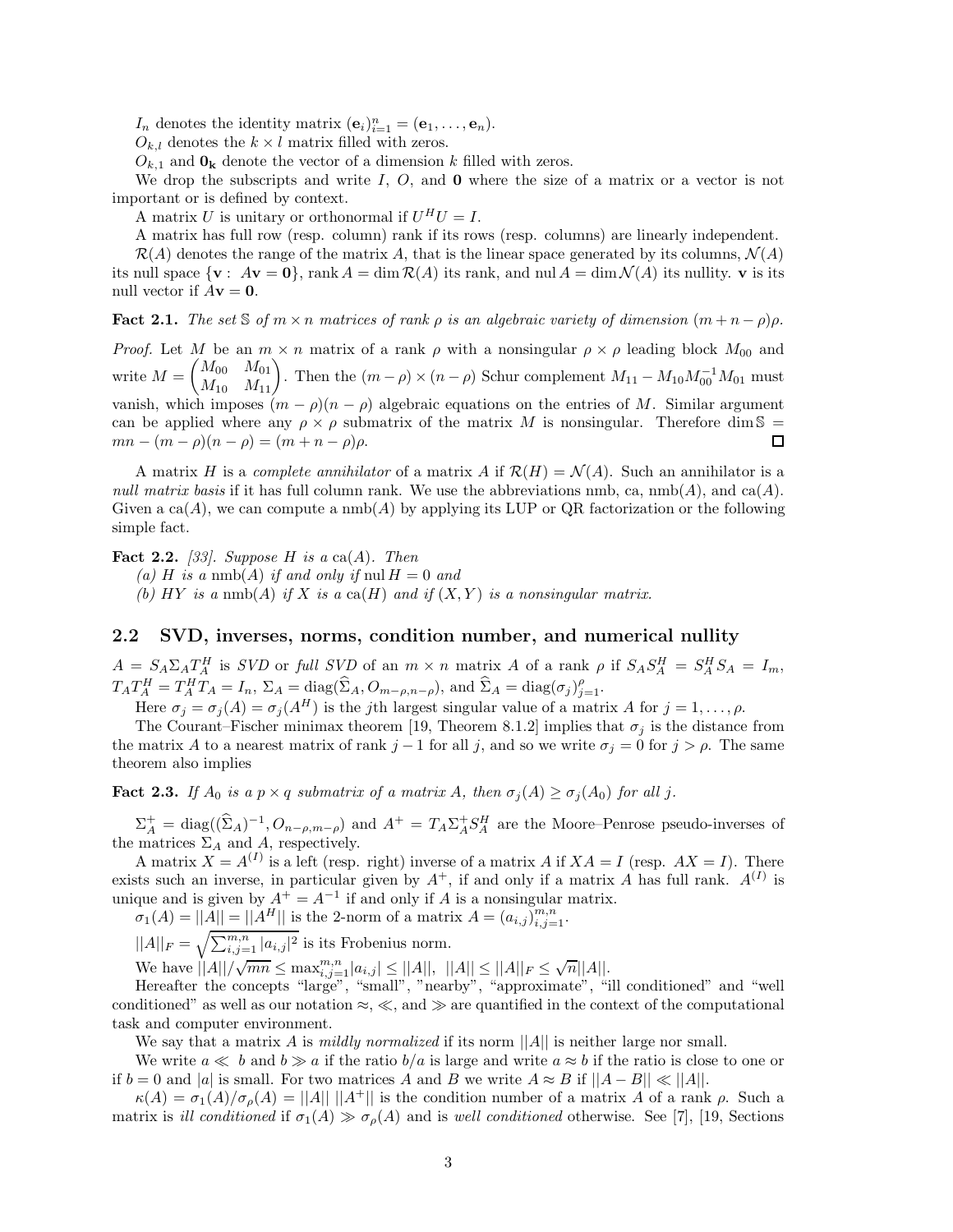$I_n$ denotes the identity matrix $(\mathbf{e}_i)_{i=1}^n = (\mathbf{e}_1, \ldots, \mathbf{e}_n)$.

$O_{k,l}$ denotes the $k \times l$ matrix filled with zeros.

$O_{k,1}$ and $\mathbf{0_k}$ denote the vector of a dimension $k$ filled with zeros.

We drop the subscripts and write $I$, $O$, and $\mathbf{0}$ where the size of a matrix or a vector is not important or is defined by context.

A matrix $U$ is unitary or orthonormal if $U^H U = I$.

A matrix has full row (resp. column) rank if its rows (resp. columns) are linearly independent.

$\mathcal{R}(A)$ denotes the range of the matrix $A$, that is the linear space generated by its columns, $\mathcal{N}(A)$ its null space $\{\mathbf{v} : A\mathbf{v} = \mathbf{0}\}$, $\operatorname{rank} A = \dim \mathcal{R}(A)$ its rank, and $\operatorname{nul} A = \dim \mathcal{N}(A)$ its nullity. $\mathbf{v}$ is its null vector if $A\mathbf{v} = \mathbf{0}$.

**Fact 2.1.** *The set $\mathbb{S}$ of $m \times n$ matrices of rank $\rho$ is an algebraic variety of dimension $(m + n - \rho)\rho$.*

*Proof.* Let $M$ be an $m \times n$ matrix of a rank $\rho$ with a nonsingular $\rho \times \rho$ leading block $M_{00}$ and write $M = \begin{pmatrix} M_{00} & M_{01} \\ M_{10} & M_{11} \end{pmatrix}$. Then the $(m-\rho) \times (n-\rho)$ Schur complement $M_{11} - M_{10} M_{00}^{-1} M_{01}$ must vanish, which imposes $(m-\rho)(n-\rho)$ algebraic equations on the entries of $M$. Similar argument can be applied where any $\rho \times \rho$ submatrix of the matrix $M$ is nonsingular. Therefore $\dim \mathbb{S} = mn - (m-\rho)(n-\rho) = (m+n-\rho)\rho$. $\square$

A matrix $H$ is a *complete annihilator* of a matrix $A$ if $\mathcal{R}(H) = \mathcal{N}(A)$. Such an annihilator is a *null matrix basis* if it has full column rank. We use the abbreviations nmb, ca, $\operatorname{nmb}(A)$, and $\operatorname{ca}(A)$. Given a $\operatorname{ca}(A)$, we can compute a $\operatorname{nmb}(A)$ by applying its LUP or QR factorization or the following simple fact.

**Fact 2.2.** *[33]. Suppose $H$ is a $\operatorname{ca}(A)$. Then*

*(a) $H$ is a $\operatorname{nmb}(A)$ if and only if $\operatorname{nul} H = 0$ and*

*(b) $HY$ is a $\operatorname{nmb}(A)$ if $X$ is a $\operatorname{ca}(H)$ and if $(X, Y)$ is a nonsingular matrix.*

## 2.2 SVD, inverses, norms, condition number, and numerical nullity

$A = S_A \Sigma_A T_A^H$ is *SVD* or *full SVD* of an $m \times n$ matrix $A$ of a rank $\rho$ if $S_A S_A^H = S_A^H S_A = I_m$, $T_A T_A^H = T_A^H T_A = I_n$, $\Sigma_A = \operatorname{diag}(\widehat{\Sigma}_A, O_{m-\rho,n-\rho})$, and $\widehat{\Sigma}_A = \operatorname{diag}(\sigma_j)_{j=1}^{\rho}$.

Here $\sigma_j = \sigma_j(A) = \sigma_j(A^H)$ is the $j$th largest singular value of a matrix $A$ for $j = 1, \ldots, \rho$.

The Courant–Fischer minimax theorem [19, Theorem 8.1.2] implies that $\sigma_j$ is the distance from the matrix $A$ to a nearest matrix of rank $j-1$ for all $j$, and so we write $\sigma_j = 0$ for $j > \rho$. The same theorem also implies

**Fact 2.3.** *If $A_0$ is a $p \times q$ submatrix of a matrix $A$, then $\sigma_j(A) \geq \sigma_j(A_0)$ for all $j$.*

$\Sigma_A^+ = \operatorname{diag}((\widehat{\Sigma}_A)^{-1}, O_{n-\rho,m-\rho})$ and $A^+ = T_A \Sigma_A^+ S_A^H$ are the Moore–Penrose pseudo-inverses of the matrices $\Sigma_A$ and $A$, respectively.

A matrix $X = A^{(I)}$ is a left (resp. right) inverse of a matrix $A$ if $XA = I$ (resp. $AX = I$). There exists such an inverse, in particular given by $A^+$, if and only if a matrix $A$ has full rank. $A^{(I)}$ is unique and is given by $A^+ = A^{-1}$ if and only if $A$ is a nonsingular matrix.

$\sigma_1(A) = ||A|| = ||A^H||$ is the 2-norm of a matrix $A = (a_{i,j})_{i,j=1}^{m,n}$.

$||A||_F = \sqrt{\sum_{i,j=1}^{m,n} |a_{i,j}|^2}$ is its Frobenius norm.

We have $||A||/\sqrt{mn} \leq \max_{i,j=1}^{m,n} |a_{i,j}| \leq ||A||$, $||A|| \leq ||A||_F \leq \sqrt{n}||A||$.

Hereafter the concepts "large", "small", "nearby", "approximate", "ill conditioned" and "well conditioned" as well as our notation $\approx$, $\ll$, and $\gg$ are quantified in the context of the computational task and computer environment.

We say that a matrix $A$ is *mildly normalized* if its norm $||A||$ is neither large nor small.

We write $a \ll b$ and $b \gg a$ if the ratio $b/a$ is large and write $a \approx b$ if the ratio is close to one or if $b = 0$ and $|a|$ is small. For two matrices $A$ and $B$ we write $A \approx B$ if $||A - B|| \ll ||A||$.

$\kappa(A) = \sigma_1(A)/\sigma_\rho(A) = ||A|| \, ||A^+||$ is the condition number of a matrix $A$ of a rank $\rho$. Such a matrix is *ill conditioned* if $\sigma_1(A) \gg \sigma_\rho(A)$ and is *well conditioned* otherwise. See [7], [19, Sections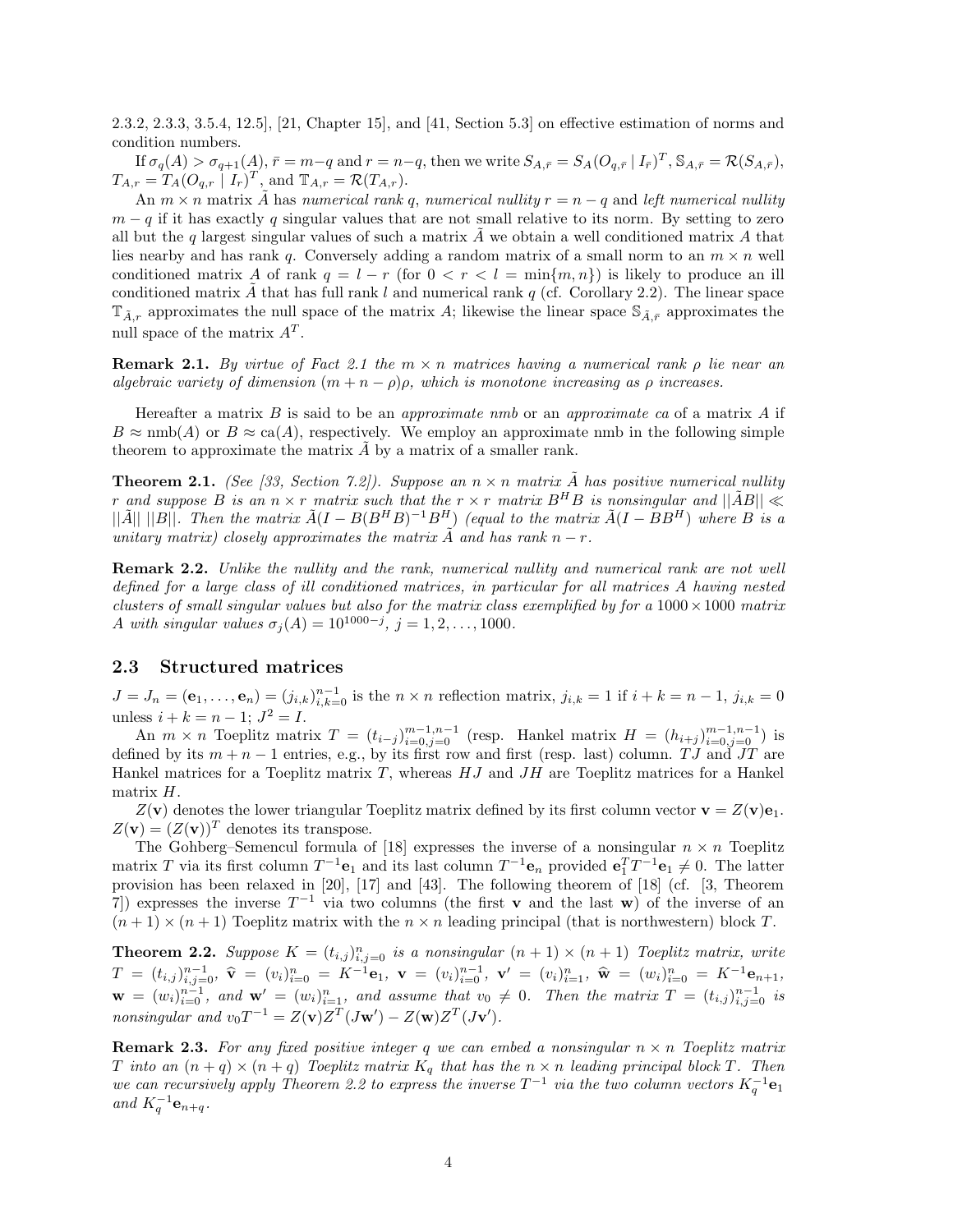2.3.2, 2.3.3, 3.5.4, 12.5], [21, Chapter 15], and [41, Section 5.3] on effective estimation of norms and condition numbers.

If $\sigma_q(A) > \sigma_{q+1}(A)$, $\bar{r} = m-q$ and $r = n-q$, then we write $S_{A,\bar{r}} = S_A(O_{q,\bar{r}} \mid I_{\bar{r}})^T$, $\mathbb{S}_{A,\bar{r}} = \mathcal{R}(S_{A,\bar{r}})$, $T_{A,r} = T_A(O_{q,r} \mid I_r)^T$, and $\mathbb{T}_{A,r} = \mathcal{R}(T_{A,r})$.

An $m \times n$ matrix $\tilde{A}$ has *numerical rank* $q$, *numerical nullity* $r = n - q$ and *left numerical nullity* $m - q$ if it has exactly $q$ singular values that are not small relative to its norm. By setting to zero all but the $q$ largest singular values of such a matrix $\tilde{A}$ we obtain a well conditioned matrix $A$ that lies nearby and has rank $q$. Conversely adding a random matrix of a small norm to an $m \times n$ well conditioned matrix $A$ of rank $q = l - r$ (for $0 < r < l = \min\{m, n\}$) is likely to produce an ill conditioned matrix $\tilde{A}$ that has full rank $l$ and numerical rank $q$ (cf. Corollary 2.2). The linear space $\mathbb{T}_{\tilde{A},r}$ approximates the null space of the matrix $A$; likewise the linear space $\mathbb{S}_{\tilde{A},\bar{r}}$ approximates the null space of the matrix $A^T$.

**Remark 2.1.** *By virtue of Fact 2.1 the $m \times n$ matrices having a numerical rank $\rho$ lie near an algebraic variety of dimension $(m + n - \rho)\rho$, which is monotone increasing as $\rho$ increases.*

Hereafter a matrix $B$ is said to be an *approximate nmb* or an *approximate ca* of a matrix $A$ if $B \approx \text{nmb}(A)$ or $B \approx \text{ca}(A)$, respectively. We employ an approximate nmb in the following simple theorem to approximate the matrix $\tilde{A}$ by a matrix of a smaller rank.

**Theorem 2.1.** *(See [33, Section 7.2]). Suppose an $n \times n$ matrix $\tilde{A}$ has positive numerical nullity $r$ and suppose $B$ is an $n \times r$ matrix such that the $r \times r$ matrix $B^H B$ is nonsingular and $||\tilde{A}B|| \ll ||\tilde{A}||\ ||B||$. Then the matrix $\tilde{A}(I - B(B^H B)^{-1} B^H)$ (equal to the matrix $\tilde{A}(I - BB^H)$ where $B$ is a unitary matrix) closely approximates the matrix $\tilde{A}$ and has rank $n - r$.*

**Remark 2.2.** *Unlike the nullity and the rank, numerical nullity and numerical rank are not well defined for a large class of ill conditioned matrices, in particular for all matrices $A$ having nested clusters of small singular values but also for the matrix class exemplified by for a $1000 \times 1000$ matrix $A$ with singular values $\sigma_j(A) = 10^{1000-j}$, $j = 1, 2, \ldots, 1000$.*

### 2.3 Structured matrices

$J = J_n = (\mathbf{e}_1, \ldots, \mathbf{e}_n) = (j_{i,k})_{i,k=0}^{n-1}$ is the $n \times n$ reflection matrix, $j_{i,k} = 1$ if $i + k = n - 1$, $j_{i,k} = 0$ unless $i + k = n - 1$; $J^2 = I$.

An $m \times n$ Toeplitz matrix $T = (t_{i-j})_{i=0,j=0}^{m-1,n-1}$ (resp. Hankel matrix $H = (h_{i+j})_{i=0,j=0}^{m-1,n-1}$) is defined by its $m + n - 1$ entries, e.g., by its first row and first (resp. last) column. $TJ$ and $JT$ are Hankel matrices for a Toeplitz matrix $T$, whereas $HJ$ and $JH$ are Toeplitz matrices for a Hankel matrix $H$.

$Z(\mathbf{v})$ denotes the lower triangular Toeplitz matrix defined by its first column vector $\mathbf{v} = Z(\mathbf{v})\mathbf{e}_1$. $Z(\mathbf{v}) = (Z(\mathbf{v}))^T$ denotes its transpose.

The Gohberg–Semencul formula of [18] expresses the inverse of a nonsingular $n \times n$ Toeplitz matrix $T$ via its first column $T^{-1}\mathbf{e}_1$ and its last column $T^{-1}\mathbf{e}_n$ provided $\mathbf{e}_1^T T^{-1}\mathbf{e}_1 \neq 0$. The latter provision has been relaxed in [20], [17] and [43]. The following theorem of [18] (cf. [3, Theorem 7]) expresses the inverse $T^{-1}$ via two columns (the first $\mathbf{v}$ and the last $\mathbf{w}$) of the inverse of an $(n+1) \times (n+1)$ Toeplitz matrix with the $n \times n$ leading principal (that is northwestern) block $T$.

**Theorem 2.2.** *Suppose $K = (t_{i,j})_{i,j=0}^{n}$ is a nonsingular $(n + 1) \times (n + 1)$ Toeplitz matrix, write $T = (t_{i,j})_{i,j=0}^{n-1}$, $\widehat{\mathbf{v}} = (v_i)_{i=0}^{n} = K^{-1}\mathbf{e}_1$, $\mathbf{v} = (v_i)_{i=0}^{n-1}$, $\mathbf{v}' = (v_i)_{i=1}^{n}$, $\widehat{\mathbf{w}} = (w_i)_{i=0}^{n} = K^{-1}\mathbf{e}_{n+1}$, $\mathbf{w} = (w_i)_{i=0}^{n-1}$, and $\mathbf{w}' = (w_i)_{i=1}^{n}$, and assume that $v_0 \neq 0$. Then the matrix $T = (t_{i,j})_{i,j=0}^{n-1}$ is nonsingular and $v_0 T^{-1} = Z(\mathbf{v})Z^T(J\mathbf{w}') - Z(\mathbf{w})Z^T(J\mathbf{v}')$.*

**Remark 2.3.** *For any fixed positive integer $q$ we can embed a nonsingular $n \times n$ Toeplitz matrix $T$ into an $(n + q) \times (n + q)$ Toeplitz matrix $K_q$ that has the $n \times n$ leading principal block $T$. Then we can recursively apply Theorem 2.2 to express the inverse $T^{-1}$ via the two column vectors $K_q^{-1}\mathbf{e}_1$ and $K_q^{-1}\mathbf{e}_{n+q}$.*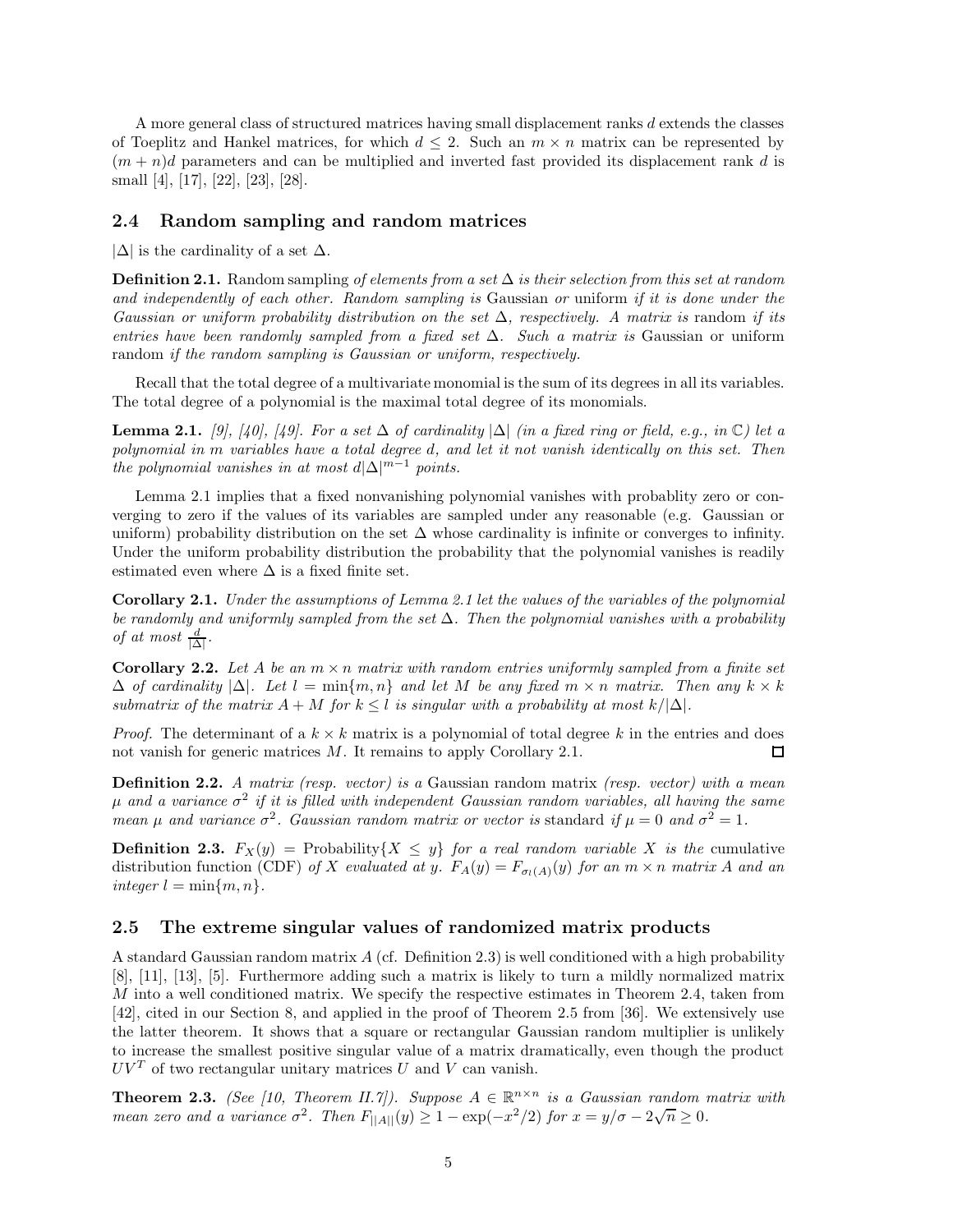A more general class of structured matrices having small displacement ranks $d$ extends the classes of Toeplitz and Hankel matrices, for which $d \leq 2$. Such an $m \times n$ matrix can be represented by $(m+n)d$ parameters and can be multiplied and inverted fast provided its displacement rank $d$ is small [4], [17], [22], [23], [28].

### 2.4 Random sampling and random matrices

$|\Delta|$ is the cardinality of a set $\Delta$.

**Definition 2.1.** Random sampling *of elements from a set $\Delta$ is their selection from this set at random and independently of each other. Random sampling is* Gaussian *or* uniform *if it is done under the Gaussian or uniform probability distribution on the set $\Delta$, respectively. A matrix is* random *if its entries have been randomly sampled from a fixed set $\Delta$. Such a matrix is* Gaussian or uniform random *if the random sampling is Gaussian or uniform, respectively.*

Recall that the total degree of a multivariate monomial is the sum of its degrees in all its variables. The total degree of a polynomial is the maximal total degree of its monomials.

**Lemma 2.1.** *[9], [40], [49]. For a set $\Delta$ of cardinality $|\Delta|$ (in a fixed ring or field, e.g., in $\mathbb{C}$) let a polynomial in $m$ variables have a total degree $d$, and let it not vanish identically on this set. Then the polynomial vanishes in at most $d|\Delta|^{m-1}$ points.*

Lemma 2.1 implies that a fixed nonvanishing polynomial vanishes with probablity zero or converging to zero if the values of its variables are sampled under any reasonable (e.g. Gaussian or uniform) probability distribution on the set $\Delta$ whose cardinality is infinite or converges to infinity. Under the uniform probability distribution the probability that the polynomial vanishes is readily estimated even where $\Delta$ is a fixed finite set.

**Corollary 2.1.** *Under the assumptions of Lemma 2.1 let the values of the variables of the polynomial be randomly and uniformly sampled from the set $\Delta$. Then the polynomial vanishes with a probability of at most $\frac{d}{|\Delta|}$.*

**Corollary 2.2.** *Let $A$ be an $m \times n$ matrix with random entries uniformly sampled from a finite set $\Delta$ of cardinality $|\Delta|$. Let $l = \min\{m, n\}$ and let $M$ be any fixed $m \times n$ matrix. Then any $k \times k$ submatrix of the matrix $A + M$ for $k \leq l$ is singular with a probability at most $k/|\Delta|$.*

*Proof.* The determinant of a $k \times k$ matrix is a polynomial of total degree $k$ in the entries and does not vanish for generic matrices $M$. It remains to apply Corollary 2.1. □

**Definition 2.2.** *A matrix (resp. vector) is a* Gaussian random matrix *(resp. vector) with a mean $\mu$ and a variance $\sigma^2$ if it is filled with independent Gaussian random variables, all having the same mean $\mu$ and variance $\sigma^2$. Gaussian random matrix or vector is* standard *if $\mu = 0$ and $\sigma^2 = 1$.*

**Definition 2.3.** $F_X(y) =$ Probability$\{X \leq y\}$ *for a real random variable $X$ is the* cumulative distribution function (CDF) *of $X$ evaluated at $y$. $F_A(y) = F_{\sigma_l(A)}(y)$ for an $m \times n$ matrix $A$ and an integer $l = \min\{m, n\}$.*

### 2.5 The extreme singular values of randomized matrix products

A standard Gaussian random matrix $A$ (cf. Definition 2.3) is well conditioned with a high probability [8], [11], [13], [5]. Furthermore adding such a matrix is likely to turn a mildly normalized matrix $M$ into a well conditioned matrix. We specify the respective estimates in Theorem 2.4, taken from [42], cited in our Section 8, and applied in the proof of Theorem 2.5 from [36]. We extensively use the latter theorem. It shows that a square or rectangular Gaussian random multiplier is unlikely to increase the smallest positive singular value of a matrix dramatically, even though the product $UV^T$ of two rectangular unitary matrices $U$ and $V$ can vanish.

**Theorem 2.3.** *(See [10, Theorem II.7]). Suppose $A \in \mathbb{R}^{n \times n}$ is a Gaussian random matrix with mean zero and a variance $\sigma^2$. Then $F_{||A||}(y) \geq 1 - \exp(-x^2/2)$ for $x = y/\sigma - 2\sqrt{n} \geq 0$.*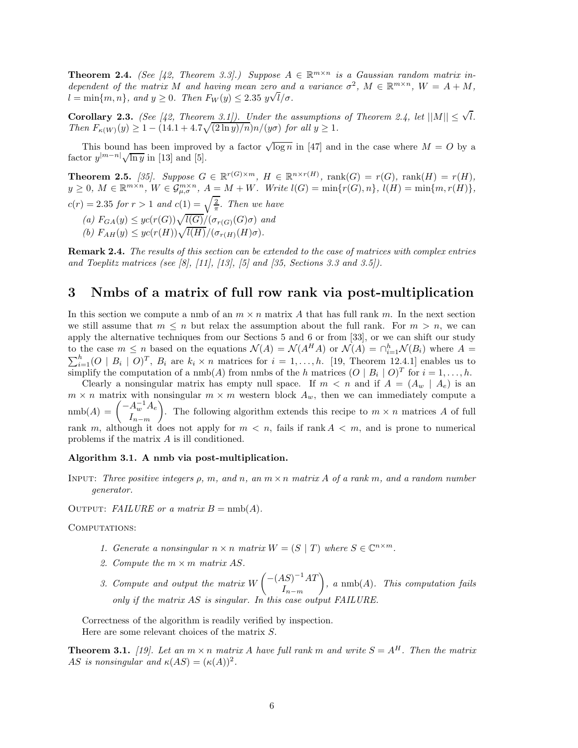**Theorem 2.4.** *(See [42, Theorem 3.3].) Suppose $A \in \mathbb{R}^{m\times n}$ is a Gaussian random matrix independent of the matrix $M$ and having mean zero and a variance $\sigma^2$, $M \in \mathbb{R}^{m\times n}$, $W = A + M$, $l = \min\{m, n\}$, and $y \geq 0$. Then $F_W(y) \leq 2.35\ y\sqrt{l}/\sigma$.*

**Corollary 2.3.** *(See [42, Theorem 3.1]). Under the assumptions of Theorem 2.4, let $||M|| \leq \sqrt{l}$. Then $F_{\kappa(W)}(y) \geq 1 - (14.1 + 4.7\sqrt{(2\ln y)/n})n/(y\sigma)$ for all $y \geq 1$.*

This bound has been improved by a factor $\sqrt{\log n}$ in [47] and in the case where $M = O$ by a factor $y^{|m-n|}\sqrt{\ln y}$ in [13] and [5].

**Theorem 2.5.** *[35]. Suppose $G \in \mathbb{R}^{r(G)\times m}$, $H \in \mathbb{R}^{n\times r(H)}$, $\operatorname{rank}(G) = r(G)$, $\operatorname{rank}(H) = r(H)$, $y \geq 0$, $M \in \mathbb{R}^{m\times n}$, $W \in \mathcal{G}^{m\times n}_{\mu,\sigma}$, $A = M + W$. Write $l(G) = \min\{r(G), n\}$, $l(H) = \min\{m, r(H)\}$, $c(r) = 2.35$ for $r > 1$ and $c(1) = \sqrt{\frac{2}{\pi}}$. Then we have*

*(a) $F_{GA}(y) \leq yc(r(G))\sqrt{l(G)}/(\sigma_{r(G)}(G)\sigma)$ and*

*(b) $F_{AH}(y) \leq yc(r(H))\sqrt{l(H)}/(\sigma_{r(H)}(H)\sigma)$.*

**Remark 2.4.** *The results of this section can be extended to the case of matrices with complex entries and Toeplitz matrices (see [8], [11], [13], [5] and [35, Sections 3.3 and 3.5]).*

# 3 Nmbs of a matrix of full row rank via post-multiplication

In this section we compute a nmb of an $m \times n$ matrix $A$ that has full rank $m$. In the next section we still assume that $m \leq n$ but relax the assumption about the full rank. For $m > n$, we can apply the alternative techniques from our Sections 5 and 6 or from [33], or we can shift our study to the case $m \leq n$ based on the equations $\mathcal{N}(A) = \mathcal{N}(A^H A)$ or $\mathcal{N}(A) = \cap_{i=1}^h \mathcal{N}(B_i)$ where $A = \sum_{i=1}^h (O \mid B_i \mid O)^T$, $B_i$ are $k_i \times n$ matrices for $i = 1, \dots, h$. [19, Theorem 12.4.1] enables us to simplify the computation of a $\operatorname{nmb}(A)$ from nmbs of the $h$ matrices $(O \mid B_i \mid O)^T$ for $i = 1, \dots, h$.

Clearly a nonsingular matrix has empty null space. If $m < n$ and if $A = (A_w \mid A_e)$ is an $m \times n$ matrix with nonsingular $m \times m$ western block $A_w$, then we can immediately compute a $\operatorname{nmb}(A) = \begin{pmatrix} -A_w^{-1}A_e \\ I_{n-m} \end{pmatrix}$. The following algorithm extends this recipe to $m \times n$ matrices $A$ of full rank $m$, although it does not apply for $m < n$, fails if $\operatorname{rank} A < m$, and is prone to numerical problems if the matrix $A$ is ill conditioned.

**Algorithm 3.1. A nmb via post-multiplication.**

Input: *Three positive integers $\rho$, $m$, and $n$, an $m \times n$ matrix $A$ of a rank $m$, and a random number generator.*

Output: *FAILURE or a matrix $B = \operatorname{nmb}(A)$.*

Computations:

1. *Generate a nonsingular $n \times n$ matrix $W = (S \mid T)$ where $S \in \mathbb{C}^{n\times m}$.*
2. *Compute the $m \times m$ matrix $AS$.*
3. *Compute and output the matrix $W\begin{pmatrix} -(AS)^{-1}AT \\ I_{n-m} \end{pmatrix}$, a $\operatorname{nmb}(A)$. This computation fails only if the matrix $AS$ is singular. In this case output FAILURE.*

Correctness of the algorithm is readily verified by inspection.

Here are some relevant choices of the matrix $S$.

**Theorem 3.1.** *[19]. Let an $m \times n$ matrix $A$ have full rank $m$ and write $S = A^H$. Then the matrix $AS$ is nonsingular and $\kappa(AS) = (\kappa(A))^2$.*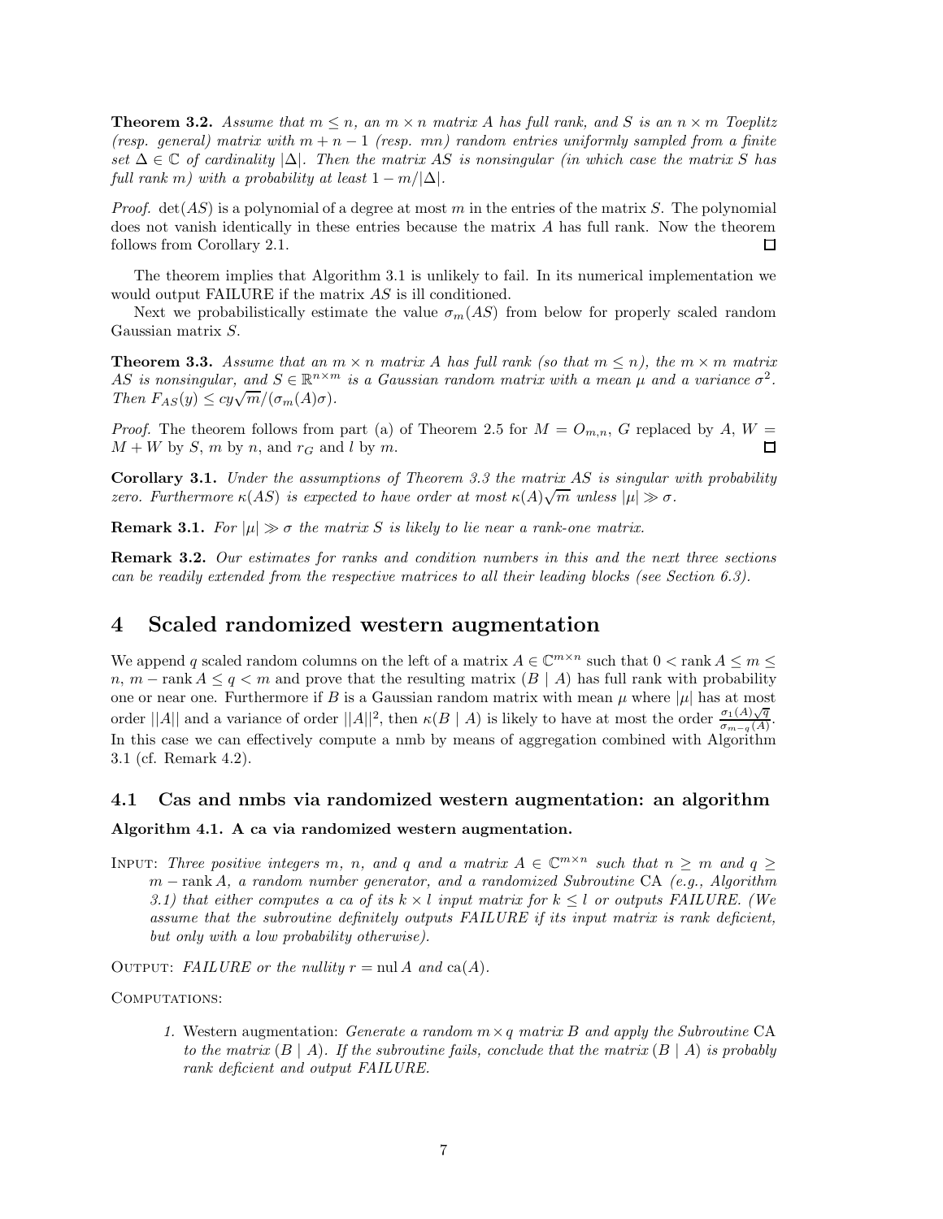**Theorem 3.2.** *Assume that $m \leq n$, an $m \times n$ matrix $A$ has full rank, and $S$ is an $n \times m$ Toeplitz (resp. general) matrix with $m + n - 1$ (resp. $mn$) random entries uniformly sampled from a finite set $\Delta \in \mathbb{C}$ of cardinality $|\Delta|$. Then the matrix $AS$ is nonsingular (in which case the matrix $S$ has full rank $m$) with a probability at least $1 - m/|\Delta|$.*

*Proof.* $\det(AS)$ is a polynomial of a degree at most $m$ in the entries of the matrix $S$. The polynomial does not vanish identically in these entries because the matrix $A$ has full rank. Now the theorem follows from Corollary 2.1. □

The theorem implies that Algorithm 3.1 is unlikely to fail. In its numerical implementation we would output FAILURE if the matrix $AS$ is ill conditioned.

Next we probabilistically estimate the value $\sigma_m(AS)$ from below for properly scaled random Gaussian matrix $S$.

**Theorem 3.3.** *Assume that an $m \times n$ matrix $A$ has full rank (so that $m \leq n$), the $m \times m$ matrix $AS$ is nonsingular, and $S \in \mathbb{R}^{n \times m}$ is a Gaussian random matrix with a mean $\mu$ and a variance $\sigma^2$. Then $F_{AS}(y) \leq cy\sqrt{m}/(\sigma_m(A)\sigma)$.*

*Proof.* The theorem follows from part (a) of Theorem 2.5 for $M = O_{m,n}$, $G$ replaced by $A$, $W = M + W$ by $S$, $m$ by $n$, and $r_G$ and $l$ by $m$. □

**Corollary 3.1.** *Under the assumptions of Theorem 3.3 the matrix $AS$ is singular with probability zero. Furthermore $\kappa(AS)$ is expected to have order at most $\kappa(A)\sqrt{m}$ unless $|\mu| \gg \sigma$.*

**Remark 3.1.** *For $|\mu| \gg \sigma$ the matrix $S$ is likely to lie near a rank-one matrix.*

**Remark 3.2.** *Our estimates for ranks and condition numbers in this and the next three sections can be readily extended from the respective matrices to all their leading blocks (see Section 6.3).*

# 4 Scaled randomized western augmentation

We append $q$ scaled random columns on the left of a matrix $A \in \mathbb{C}^{m \times n}$ such that $0 < \text{rank}\, A \leq m \leq n$, $m - \text{rank}\, A \leq q < m$ and prove that the resulting matrix $(B \mid A)$ has full rank with probability one or near one. Furthermore if $B$ is a Gaussian random matrix with mean $\mu$ where $|\mu|$ has at most order $||A||$ and a variance of order $||A||^2$, then $\kappa(B \mid A)$ is likely to have at most the order $\frac{\sigma_1(A)\sqrt{q}}{\sigma_{m-q}(A)}$. In this case we can effectively compute a nmb by means of aggregation combined with Algorithm 3.1 (cf. Remark 4.2).

## 4.1 Cas and nmbs via randomized western augmentation: an algorithm

**Algorithm 4.1. A ca via randomized western augmentation.**

INPUT: *Three positive integers $m$, $n$, and $q$ and a matrix $A \in \mathbb{C}^{m \times n}$ such that $n \geq m$ and $q \geq m - \text{rank}\, A$, a random number generator, and a randomized Subroutine* CA *(e.g., Algorithm 3.1) that either computes a ca of its $k \times l$ input matrix for $k \leq l$ or outputs FAILURE. (We assume that the subroutine definitely outputs FAILURE if its input matrix is rank deficient, but only with a low probability otherwise).*

OUTPUT: *FAILURE or the nullity $r = \text{nul}\, A$ and $\text{ca}(A)$.*

COMPUTATIONS:

1. Western augmentation: *Generate a random $m \times q$ matrix $B$ and apply the Subroutine* CA *to the matrix $(B \mid A)$. If the subroutine fails, conclude that the matrix $(B \mid A)$ is probably rank deficient and output FAILURE.*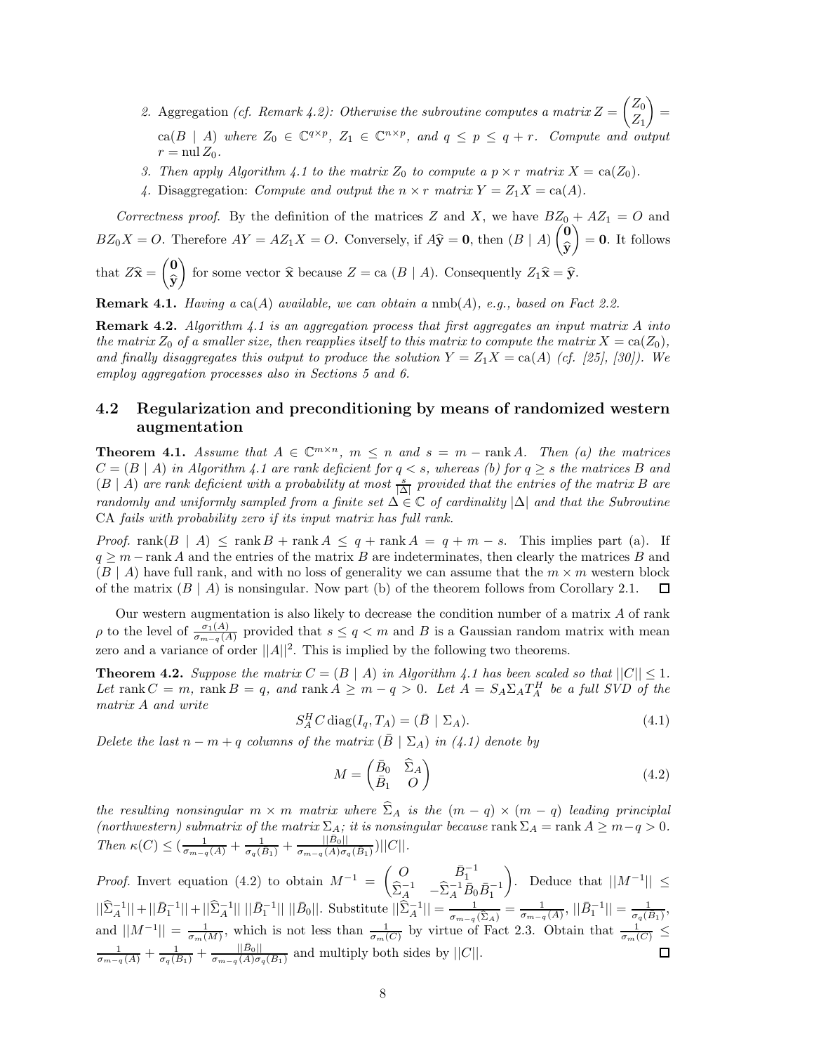2. Aggregation *(cf. Remark 4.2): Otherwise the subroutine computes a matrix* $Z = \begin{pmatrix} Z_0 \\ Z_1 \end{pmatrix} = \operatorname{ca}(B \mid A)$ *where* $Z_0 \in \mathbb{C}^{q\times p}$*,* $Z_1 \in \mathbb{C}^{n\times p}$*, and* $q \le p \le q + r$*. Compute and output* $r = \operatorname{nul} Z_0$*.*
3. *Then apply Algorithm 4.1 to the matrix* $Z_0$ *to compute a* $p \times r$ *matrix* $X = \operatorname{ca}(Z_0)$*.*
4. Disaggregation: *Compute and output the* $n \times r$ *matrix* $Y = Z_1 X = \operatorname{ca}(A)$*.*

*Correctness proof.* By the definition of the matrices $Z$ and $X$, we have $BZ_0 + AZ_1 = O$ and $BZ_0X = O$. Therefore $AY = AZ_1X = O$. Conversely, if $A\widehat{\mathbf{y}} = \mathbf{0}$, then $(B \mid A)\begin{pmatrix} \mathbf{0} \\ \widehat{\mathbf{y}} \end{pmatrix} = \mathbf{0}$. It follows that $Z\widehat{\mathbf{x}} = \begin{pmatrix} \mathbf{0} \\ \widehat{\mathbf{y}} \end{pmatrix}$ for some vector $\widehat{\mathbf{x}}$ because $Z = \operatorname{ca}\,(B \mid A)$. Consequently $Z_1\widehat{\mathbf{x}} = \widehat{\mathbf{y}}$.

**Remark 4.1.** *Having a* $\operatorname{ca}(A)$ *available, we can obtain a* $\operatorname{nmb}(A)$*, e.g., based on Fact 2.2.*

**Remark 4.2.** *Algorithm 4.1 is an aggregation process that first aggregates an input matrix* $A$ *into the matrix* $Z_0$ *of a smaller size, then reapplies itself to this matrix to compute the matrix* $X = \operatorname{ca}(Z_0)$*, and finally disaggregates this output to produce the solution* $Y = Z_1X = \operatorname{ca}(A)$ *(cf. [25], [30]). We employ aggregation processes also in Sections 5 and 6.*

### 4.2 Regularization and preconditioning by means of randomized western augmentation

**Theorem 4.1.** *Assume that* $A \in \mathbb{C}^{m\times n}$*,* $m \le n$ *and* $s = m - \operatorname{rank} A$*. Then (a) the matrices* $C = (B \mid A)$ *in Algorithm 4.1 are rank deficient for* $q < s$*, whereas (b) for* $q \ge s$ *the matrices* $B$ *and* $(B \mid A)$ *are rank deficient with a probability at most* $\frac{s}{|\Delta|}$ *provided that the entries of the matrix* $B$ *are randomly and uniformly sampled from a finite set* $\Delta \in \mathbb{C}$ *of cardinality* $|\Delta|$ *and that the Subroutine* CA *fails with probability zero if its input matrix has full rank.*

*Proof.* $\operatorname{rank}(B \mid A) \le \operatorname{rank} B + \operatorname{rank} A \le q + \operatorname{rank} A = q + m - s$. This implies part (a). If $q \ge m - \operatorname{rank} A$ and the entries of the matrix $B$ are indeterminates, then clearly the matrices $B$ and $(B \mid A)$ have full rank, and with no loss of generality we can assume that the $m \times m$ western block of the matrix $(B \mid A)$ is nonsingular. Now part (b) of the theorem follows from Corollary 2.1. $\square$

Our western augmentation is also likely to decrease the condition number of a matrix $A$ of rank $\rho$ to the level of $\frac{\sigma_1(A)}{\sigma_{m-q}(A)}$ provided that $s \le q < m$ and $B$ is a Gaussian random matrix with mean zero and a variance of order $||A||^2$. This is implied by the following two theorems.

**Theorem 4.2.** *Suppose the matrix* $C = (B \mid A)$ *in Algorithm 4.1 has been scaled so that* $||C|| \le 1$*. Let* $\operatorname{rank} C = m$*,* $\operatorname{rank} B = q$*, and* $\operatorname{rank} A \ge m - q > 0$*. Let* $A = S_A\Sigma_A T_A^H$ *be a full SVD of the matrix* $A$ *and write*

$$S_A^H C \operatorname{diag}(I_q, T_A) = (\bar{B} \mid \Sigma_A). \tag{4.1}$$

*Delete the last* $n - m + q$ *columns of the matrix* $(\bar{B} \mid \Sigma_A)$ *in (4.1) denote by*

$$M = \begin{pmatrix} \bar{B}_0 & \widehat{\Sigma}_A \\ \bar{B}_1 & O \end{pmatrix} \tag{4.2}$$

*the resulting nonsingular* $m \times m$ *matrix where* $\widehat{\Sigma}_A$ *is the* $(m-q) \times (m-q)$ *leading principal (northwestern) submatrix of the matrix* $\Sigma_A$*; it is nonsingular because* $\operatorname{rank} \Sigma_A = \operatorname{rank} A \ge m - q > 0$*. Then* $\kappa(C) \le (\frac{1}{\sigma_{m-q}(A)} + \frac{1}{\sigma_q(\bar{B}_1)} + \frac{||\bar{B}_0||}{\sigma_{m-q}(A)\sigma_q(\bar{B}_1)})||C||$*.*

*Proof.* Invert equation (4.2) to obtain $M^{-1} = \begin{pmatrix} O & \bar{B}_1^{-1} \\ \widehat{\Sigma}_A^{-1} & -\widehat{\Sigma}_A^{-1}\bar{B}_0\bar{B}_1^{-1} \end{pmatrix}$. Deduce that $||M^{-1}|| \le ||\widehat{\Sigma}_A^{-1}|| + ||\bar{B}_1^{-1}|| + ||\widehat{\Sigma}_A^{-1}||\ ||\bar{B}_1^{-1}||\ ||\bar{B}_0||$. Substitute $||\widehat{\Sigma}_A^{-1}|| = \frac{1}{\sigma_{m-q}(\widehat{\Sigma}_A)} = \frac{1}{\sigma_{m-q}(A)}$, $||\bar{B}_1^{-1}|| = \frac{1}{\sigma_q(\bar{B}_1)}$, and $||M^{-1}|| = \frac{1}{\sigma_m(M)}$, which is not less than $\frac{1}{\sigma_m(C)}$ by virtue of Fact 2.3. Obtain that $\frac{1}{\sigma_m(C)} \le \frac{1}{\sigma_{m-q}(A)} + \frac{1}{\sigma_q(\bar{B}_1)} + \frac{||\bar{B}_0||}{\sigma_{m-q}(A)\sigma_q(\bar{B}_1)}$ and multiply both sides by $||C||$. $\square$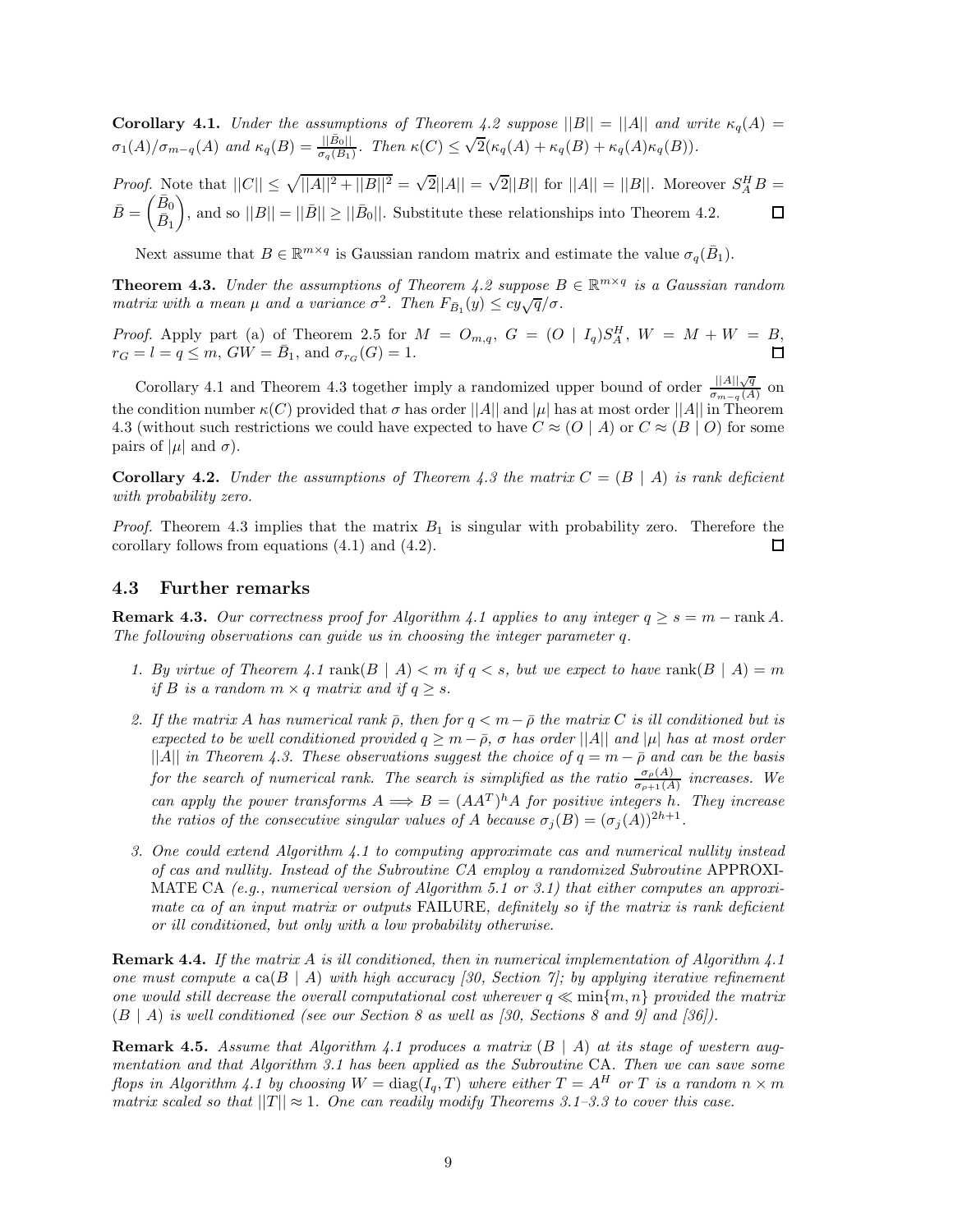**Corollary 4.1.** *Under the assumptions of Theorem 4.2 suppose $||B|| = ||A||$ and write $\kappa_q(A) = \sigma_1(A)/\sigma_{m-q}(A)$ and $\kappa_q(B) = \frac{||\bar{B}_0||}{\sigma_q(\bar{B}_1)}$. Then $\kappa(C) \leq \sqrt{2}(\kappa_q(A) + \kappa_q(B) + \kappa_q(A)\kappa_q(B))$.*

*Proof.* Note that $||C|| \leq \sqrt{||A||^2 + ||B||^2} = \sqrt{2}||A|| = \sqrt{2}||B||$ for $||A|| = ||B||$. Moreover $S_A^H B = \bar{B} = \begin{pmatrix} \bar{B}_0 \\ \bar{B}_1 \end{pmatrix}$, and so $||B|| = ||\bar{B}|| \geq ||\bar{B}_0||$. Substitute these relationships into Theorem 4.2. $\square$

Next assume that $B \in \mathbb{R}^{m\times q}$ is Gaussian random matrix and estimate the value $\sigma_q(\bar{B}_1)$.

**Theorem 4.3.** *Under the assumptions of Theorem 4.2 suppose $B \in \mathbb{R}^{m\times q}$ is a Gaussian random matrix with a mean $\mu$ and a variance $\sigma^2$. Then $F_{\bar{B}_1}(y) \leq cy\sqrt{q}/\sigma$.*

*Proof.* Apply part (a) of Theorem 2.5 for $M = O_{m,q}$, $G = (O \mid I_q)S_A^H$, $W = M + W = B$, $r_G = l = q \leq m$, $GW = \bar{B}_1$, and $\sigma_{r_G}(G) = 1$. $\square$

Corollary 4.1 and Theorem 4.3 together imply a randomized upper bound of order $\frac{||A||\sqrt{q}}{\sigma_{m-q}(A)}$ on the condition number $\kappa(C)$ provided that $\sigma$ has order $||A||$ and $|\mu|$ has at most order $||A||$ in Theorem 4.3 (without such restrictions we could have expected to have $C \approx (O \mid A)$ or $C \approx (B \mid O)$ for some pairs of $|\mu|$ and $\sigma$).

**Corollary 4.2.** *Under the assumptions of Theorem 4.3 the matrix $C = (B \mid A)$ is rank deficient with probability zero.*

*Proof.* Theorem 4.3 implies that the matrix $B_1$ is singular with probability zero. Therefore the corollary follows from equations (4.1) and (4.2). $\square$

## 4.3 Further remarks

**Remark 4.3.** *Our correctness proof for Algorithm 4.1 applies to any integer $q \geq s = m - \operatorname{rank} A$. The following observations can guide us in choosing the integer parameter $q$.*

1. *By virtue of Theorem 4.1 $\operatorname{rank}(B \mid A) < m$ if $q < s$, but we expect to have $\operatorname{rank}(B \mid A) = m$ if $B$ is a random $m \times q$ matrix and if $q \geq s$.*
2. *If the matrix $A$ has numerical rank $\bar{\rho}$, then for $q < m - \bar{\rho}$ the matrix $C$ is ill conditioned but is expected to be well conditioned provided $q \geq m - \bar{\rho}$, $\sigma$ has order $||A||$ and $|\mu|$ has at most order $||A||$ in Theorem 4.3. These observations suggest the choice of $q = m - \bar{\rho}$ and can be the basis for the search of numerical rank. The search is simplified as the ratio $\frac{\sigma_\rho(A)}{\sigma_{\rho+1}(A)}$ increases. We can apply the power transforms $A \Longrightarrow B = (AA^T)^h A$ for positive integers $h$. They increase the ratios of the consecutive singular values of $A$ because $\sigma_j(B) = (\sigma_j(A))^{2h+1}$.*
3. *One could extend Algorithm 4.1 to computing approximate cas and numerical nullity instead of cas and nullity. Instead of the Subroutine CA employ a randomized Subroutine* APPROXIMATE CA *(e.g., numerical version of Algorithm 5.1 or 3.1) that either computes an approximate ca of an input matrix or outputs* FAILURE*, definitely so if the matrix is rank deficient or ill conditioned, but only with a low probability otherwise.*

**Remark 4.4.** *If the matrix $A$ is ill conditioned, then in numerical implementation of Algorithm 4.1 one must compute a $\operatorname{ca}(B \mid A)$ with high accuracy [30, Section 7]; by applying iterative refinement one would still decrease the overall computational cost wherever $q \ll \min\{m, n\}$ provided the matrix $(B \mid A)$ is well conditioned (see our Section 8 as well as [30, Sections 8 and 9] and [36]).*

**Remark 4.5.** *Assume that Algorithm 4.1 produces a matrix $(B \mid A)$ at its stage of western augmentation and that Algorithm 3.1 has been applied as the Subroutine* CA*. Then we can save some flops in Algorithm 4.1 by choosing $W = \operatorname{diag}(I_q, T)$ where either $T = A^H$ or $T$ is a random $n \times m$ matrix scaled so that $||T|| \approx 1$. One can readily modify Theorems 3.1–3.3 to cover this case.*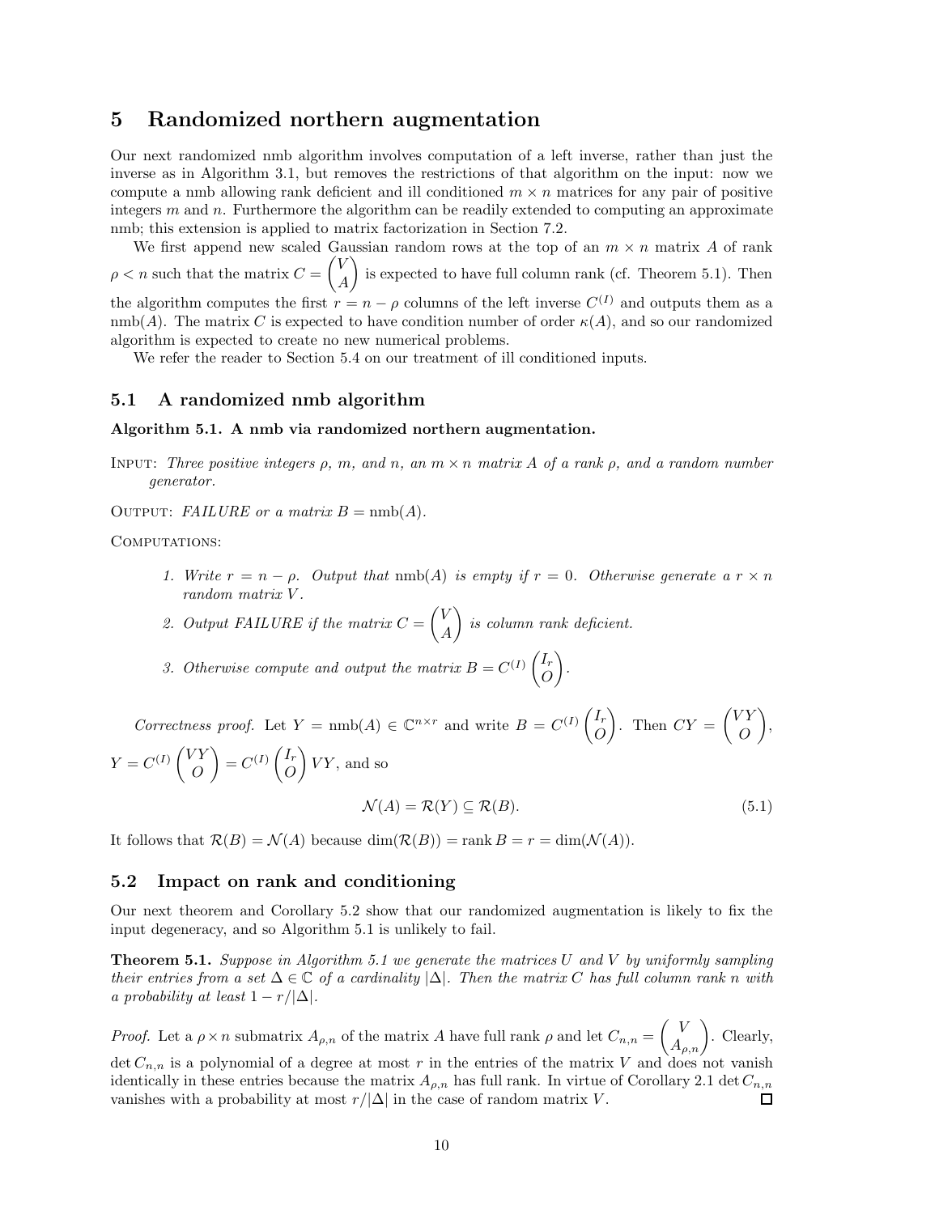# 5 Randomized northern augmentation

Our next randomized nmb algorithm involves computation of a left inverse, rather than just the inverse as in Algorithm 3.1, but removes the restrictions of that algorithm on the input: now we compute a nmb allowing rank deficient and ill conditioned $m \times n$ matrices for any pair of positive integers $m$ and $n$. Furthermore the algorithm can be readily extended to computing an approximate nmb; this extension is applied to matrix factorization in Section 7.2.

We first append new scaled Gaussian random rows at the top of an $m \times n$ matrix $A$ of rank $\rho < n$ such that the matrix $C = \begin{pmatrix} V \\ A \end{pmatrix}$ is expected to have full column rank (cf. Theorem 5.1). Then the algorithm computes the first $r = n - \rho$ columns of the left inverse $C^{(I)}$ and outputs them as a $\mathrm{nmb}(A)$. The matrix $C$ is expected to have condition number of order $\kappa(A)$, and so our randomized algorithm is expected to create no new numerical problems.

We refer the reader to Section 5.4 on our treatment of ill conditioned inputs.

## 5.1 A randomized nmb algorithm

**Algorithm 5.1. A nmb via randomized northern augmentation.**

INPUT: *Three positive integers $\rho$, $m$, and $n$, an $m \times n$ matrix $A$ of a rank $\rho$, and a random number generator.*

OUTPUT: *FAILURE or a matrix $B = \mathrm{nmb}(A)$.*

COMPUTATIONS:

1. *Write $r = n - \rho$. Output that $\mathrm{nmb}(A)$ is empty if $r = 0$. Otherwise generate a $r \times n$ random matrix $V$.*
2. *Output FAILURE if the matrix $C = \begin{pmatrix} V \\ A \end{pmatrix}$ is column rank deficient.*
3. *Otherwise compute and output the matrix $B = C^{(I)} \begin{pmatrix} I_r \\ O \end{pmatrix}$.*

*Correctness proof.* Let $Y = \mathrm{nmb}(A) \in \mathbb{C}^{n \times r}$ and write $B = C^{(I)} \begin{pmatrix} I_r \\ O \end{pmatrix}$. Then $CY = \begin{pmatrix} VY \\ O \end{pmatrix}$, $Y = C^{(I)} \begin{pmatrix} VY \\ O \end{pmatrix} = C^{(I)} \begin{pmatrix} I_r \\ O \end{pmatrix} VY$, and so

$$\mathcal{N}(A) = \mathcal{R}(Y) \subseteq \mathcal{R}(B). \tag{5.1}$$

It follows that $\mathcal{R}(B) = \mathcal{N}(A)$ because $\dim(\mathcal{R}(B)) = \operatorname{rank} B = r = \dim(\mathcal{N}(A))$.

## 5.2 Impact on rank and conditioning

Our next theorem and Corollary 5.2 show that our randomized augmentation is likely to fix the input degeneracy, and so Algorithm 5.1 is unlikely to fail.

**Theorem 5.1.** *Suppose in Algorithm 5.1 we generate the matrices $U$ and $V$ by uniformly sampling their entries from a set $\Delta \in \mathbb{C}$ of a cardinality $|\Delta|$. Then the matrix $C$ has full column rank $n$ with a probability at least $1 - r/|\Delta|$.*

*Proof.* Let a $\rho \times n$ submatrix $A_{\rho,n}$ of the matrix $A$ have full rank $\rho$ and let $C_{n,n} = \begin{pmatrix} V \\ A_{\rho,n} \end{pmatrix}$. Clearly, $\det C_{n,n}$ is a polynomial of a degree at most $r$ in the entries of the matrix $V$ and does not vanish identically in these entries because the matrix $A_{\rho,n}$ has full rank. In virtue of Corollary 2.1 $\det C_{n,n}$ vanishes with a probability at most $r/|\Delta|$ in the case of random matrix $V$. $\square$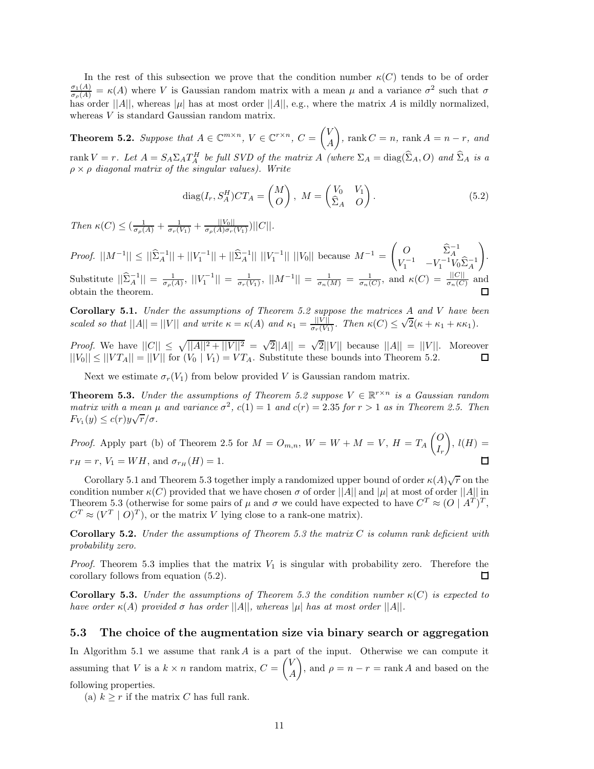In the rest of this subsection we prove that the condition number $\kappa(C)$ tends to be of order $\frac{\sigma_1(A)}{\sigma_\rho(A)} = \kappa(A)$ where $V$ is Gaussian random matrix with a mean $\mu$ and a variance $\sigma^2$ such that $\sigma$ has order $||A||$, whereas $|\mu|$ has at most order $||A||$, e.g., where the matrix $A$ is mildly normalized, whereas $V$ is standard Gaussian random matrix.

**Theorem 5.2.** *Suppose that $A \in \mathbb{C}^{m\times n}$, $V \in \mathbb{C}^{r\times n}$, $C = \begin{pmatrix} V \\ A \end{pmatrix}$, $\operatorname{rank} C = n$, $\operatorname{rank} A = n - r$, and $\operatorname{rank} V = r$. Let $A = S_A \Sigma_A T_A^H$ be full SVD of the matrix $A$ (where $\Sigma_A = \operatorname{diag}(\widehat{\Sigma}_A, O)$ and $\widehat{\Sigma}_A$ is a $\rho \times \rho$ diagonal matrix of the singular values). Write*

$$\operatorname{diag}(I_r, S_A^H) C T_A = \begin{pmatrix} M \\ O \end{pmatrix}, \ M = \begin{pmatrix} V_0 & V_1 \\ \widehat{\Sigma}_A & O \end{pmatrix}. \tag{5.2}$$

*Then $\kappa(C) \leq (\frac{1}{\sigma_\rho(A)} + \frac{1}{\sigma_r(V_1)} + \frac{||V_0||}{\sigma_\rho(A)\sigma_r(V_1)})||C||$.*

*Proof.* $||M^{-1}|| \leq ||\widehat{\Sigma}_A^{-1}|| + ||V_1^{-1}|| + ||\widehat{\Sigma}_A^{-1}||\ ||V_1^{-1}||\ ||V_0||$ because $M^{-1} = \begin{pmatrix} O & \widehat{\Sigma}_A^{-1} \\ V_1^{-1} & -V_1^{-1} V_0 \widehat{\Sigma}_A^{-1} \end{pmatrix}$. Substitute $||\widehat{\Sigma}_A^{-1}|| = \frac{1}{\sigma_\rho(A)}$, $||V_1^{-1}|| = \frac{1}{\sigma_r(V_1)}$, $||M^{-1}|| = \frac{1}{\sigma_n(M)} = \frac{1}{\sigma_n(C)}$, and $\kappa(C) = \frac{||C||}{\sigma_n(C)}$ and obtain the theorem. □

**Corollary 5.1.** *Under the assumptions of Theorem 5.2 suppose the matrices $A$ and $V$ have been scaled so that $||A|| = ||V||$ and write $\kappa = \kappa(A)$ and $\kappa_1 = \frac{||V||}{\sigma_r(V_1)}$. Then $\kappa(C) \leq \sqrt{2}(\kappa + \kappa_1 + \kappa\kappa_1)$.*

*Proof.* We have $||C|| \leq \sqrt{||A||^2 + ||V||^2} = \sqrt{2}||A|| = \sqrt{2}||V||$ because $||A|| = ||V||$. Moreover $||V_0|| \leq ||VT_A|| = ||V||$ for $(V_0 \mid V_1) = VT_A$. Substitute these bounds into Theorem 5.2. □

Next we estimate $\sigma_r(V_1)$ from below provided $V$ is Gaussian random matrix.

**Theorem 5.3.** *Under the assumptions of Theorem 5.2 suppose $V \in \mathbb{R}^{r\times n}$ is a Gaussian random matrix with a mean $\mu$ and variance $\sigma^2$, $c(1) = 1$ and $c(r) = 2.35$ for $r > 1$ as in Theorem 2.5. Then $F_{V_1}(y) \leq c(r) y\sqrt{r}/\sigma$.*

*Proof.* Apply part (b) of Theorem 2.5 for $M = O_{m,n}$, $W = W + M = V$, $H = T_A \begin{pmatrix} O \\ I_r \end{pmatrix}$, $l(H) = r_H = r$, $V_1 = WH$, and $\sigma_{r_H}(H) = 1$. □

Corollary 5.1 and Theorem 5.3 together imply a randomized upper bound of order $\kappa(A)\sqrt{r}$ on the condition number $\kappa(C)$ provided that we have chosen $\sigma$ of order $||A||$ and $|\mu|$ at most of order $||A||$ in Theorem 5.3 (otherwise for some pairs of $\mu$ and $\sigma$ we could have expected to have $C^T \approx (O \mid A^T)^T$, $C^T \approx (V^T \mid O)^T$), or the matrix $V$ lying close to a rank-one matrix).

**Corollary 5.2.** *Under the assumptions of Theorem 5.3 the matrix $C$ is column rank deficient with probability zero.*

*Proof.* Theorem 5.3 implies that the matrix $V_1$ is singular with probability zero. Therefore the corollary follows from equation (5.2). □

**Corollary 5.3.** *Under the assumptions of Theorem 5.3 the condition number $\kappa(C)$ is expected to have order $\kappa(A)$ provided $\sigma$ has order $||A||$, whereas $|\mu|$ has at most order $||A||$.*

## 5.3 The choice of the augmentation size via binary search or aggregation

In Algorithm 5.1 we assume that $\operatorname{rank} A$ is a part of the input. Otherwise we can compute it assuming that $V$ is a $k \times n$ random matrix, $C = \begin{pmatrix} V \\ A \end{pmatrix}$, and $\rho = n - r = \operatorname{rank} A$ and based on the following properties.

(a) $k \geq r$ if the matrix $C$ has full rank.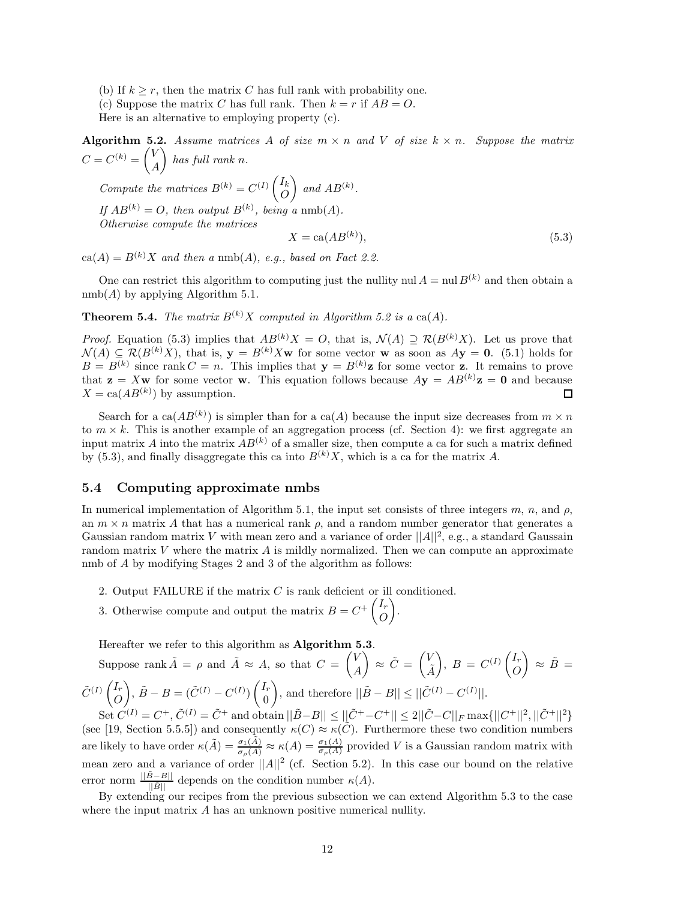(b) If $k \geq r$, then the matrix $C$ has full rank with probability one.

(c) Suppose the matrix $C$ has full rank. Then $k = r$ if $AB = O$.

Here is an alternative to employing property (c).

**Algorithm 5.2.** *Assume matrices $A$ of size $m \times n$ and $V$ of size $k \times n$. Suppose the matrix $C = C^{(k)} = \begin{pmatrix} V \\ A \end{pmatrix}$ has full rank $n$.*

*Compute the matrices $B^{(k)} = C^{(I)} \begin{pmatrix} I_k \\ O \end{pmatrix}$ and $AB^{(k)}$.*

*If $AB^{(k)} = O$, then output $B^{(k)}$, being a* nmb$(A)$.

*Otherwise compute the matrices*

$$X = \text{ca}(AB^{(k)}), \tag{5.3}$$

ca$(A) = B^{(k)}X$ *and then a* nmb$(A)$*, e.g., based on Fact 2.2.*

One can restrict this algorithm to computing just the nullity $\text{nul}\, A = \text{nul}\, B^{(k)}$ and then obtain a nmb$(A)$ by applying Algorithm 5.1.

**Theorem 5.4.** *The matrix $B^{(k)}X$ computed in Algorithm 5.2 is a* ca$(A)$.

*Proof.* Equation (5.3) implies that $AB^{(k)}X = O$, that is, $\mathcal{N}(A) \supseteq \mathcal{R}(B^{(k)}X)$. Let us prove that $\mathcal{N}(A) \subseteq \mathcal{R}(B^{(k)}X)$, that is, $\mathbf{y} = B^{(k)}X\mathbf{w}$ for some vector $\mathbf{w}$ as soon as $A\mathbf{y} = \mathbf{0}$. (5.1) holds for $B = B^{(k)}$ since $\text{rank}\, C = n$. This implies that $\mathbf{y} = B^{(k)}\mathbf{z}$ for some vector $\mathbf{z}$. It remains to prove that $\mathbf{z} = X\mathbf{w}$ for some vector $\mathbf{w}$. This equation follows because $A\mathbf{y} = AB^{(k)}\mathbf{z} = \mathbf{0}$ and because $X = \text{ca}(AB^{(k)})$ by assumption. $\square$

Search for a ca$(AB^{(k)})$ is simpler than for a ca$(A)$ because the input size decreases from $m \times n$ to $m \times k$. This is another example of an aggregation process (cf. Section 4): we first aggregate an input matrix $A$ into the matrix $AB^{(k)}$ of a smaller size, then compute a ca for such a matrix defined by (5.3), and finally disaggregate this ca into $B^{(k)}X$, which is a ca for the matrix $A$.

## 5.4 Computing approximate nmbs

In numerical implementation of Algorithm 5.1, the input set consists of three integers $m$, $n$, and $\rho$, an $m \times n$ matrix $A$ that has a numerical rank $\rho$, and a random number generator that generates a Gaussian random matrix $V$ with mean zero and a variance of order $||A||^2$, e.g., a standard Gaussain random matrix $V$ where the matrix $A$ is mildly normalized. Then we can compute an approximate nmb of $A$ by modifying Stages 2 and 3 of the algorithm as follows:

2. Output FAILURE if the matrix $C$ is rank deficient or ill conditioned.
3. Otherwise compute and output the matrix $B = C^+ \begin{pmatrix} I_r \\ O \end{pmatrix}$.

Hereafter we refer to this algorithm as **Algorithm 5.3**.

Suppose $\text{rank}\, \tilde{A} = \rho$ and $\tilde{A} \approx A$, so that $C = \begin{pmatrix} V \\ A \end{pmatrix} \approx \tilde{C} = \begin{pmatrix} V \\ \tilde{A} \end{pmatrix}$, $B = C^{(I)} \begin{pmatrix} I_r \\ O \end{pmatrix} \approx \tilde{B} = \tilde{C}^{(I)} \begin{pmatrix} I_r \\ O \end{pmatrix}$, $\tilde{B} - B = (\tilde{C}^{(I)} - C^{(I)}) \begin{pmatrix} I_r \\ 0 \end{pmatrix}$, and therefore $||\tilde{B} - B|| \leq ||\tilde{C}^{(I)} - C^{(I)}||$.

Set $C^{(I)} = C^+$, $\tilde{C}^{(I)} = \tilde{C}^+$ and obtain $||\tilde{B} - B|| \leq ||\tilde{C}^+ - C^+|| \leq 2||\tilde{C} - C||_F \max\{||C^+||^2, ||\tilde{C}^+||^2\}$ (see [19, Section 5.5.5]) and consequently $\kappa(C) \approx \kappa(\tilde{C})$. Furthermore these two condition numbers are likely to have order $\kappa(\tilde{A}) = \frac{\sigma_1(\tilde{A})}{\sigma_\rho(\tilde{A})} \approx \kappa(A) = \frac{\sigma_1(A)}{\sigma_\rho(A)}$ provided $V$ is a Gaussian random matrix with mean zero and a variance of order $||A||^2$ (cf. Section 5.2). In this case our bound on the relative error norm $\frac{||\tilde{B} - B||}{||\tilde{B}||}$ depends on the condition number $\kappa(A)$.

By extending our recipes from the previous subsection we can extend Algorithm 5.3 to the case where the input matrix $A$ has an unknown positive numerical nullity.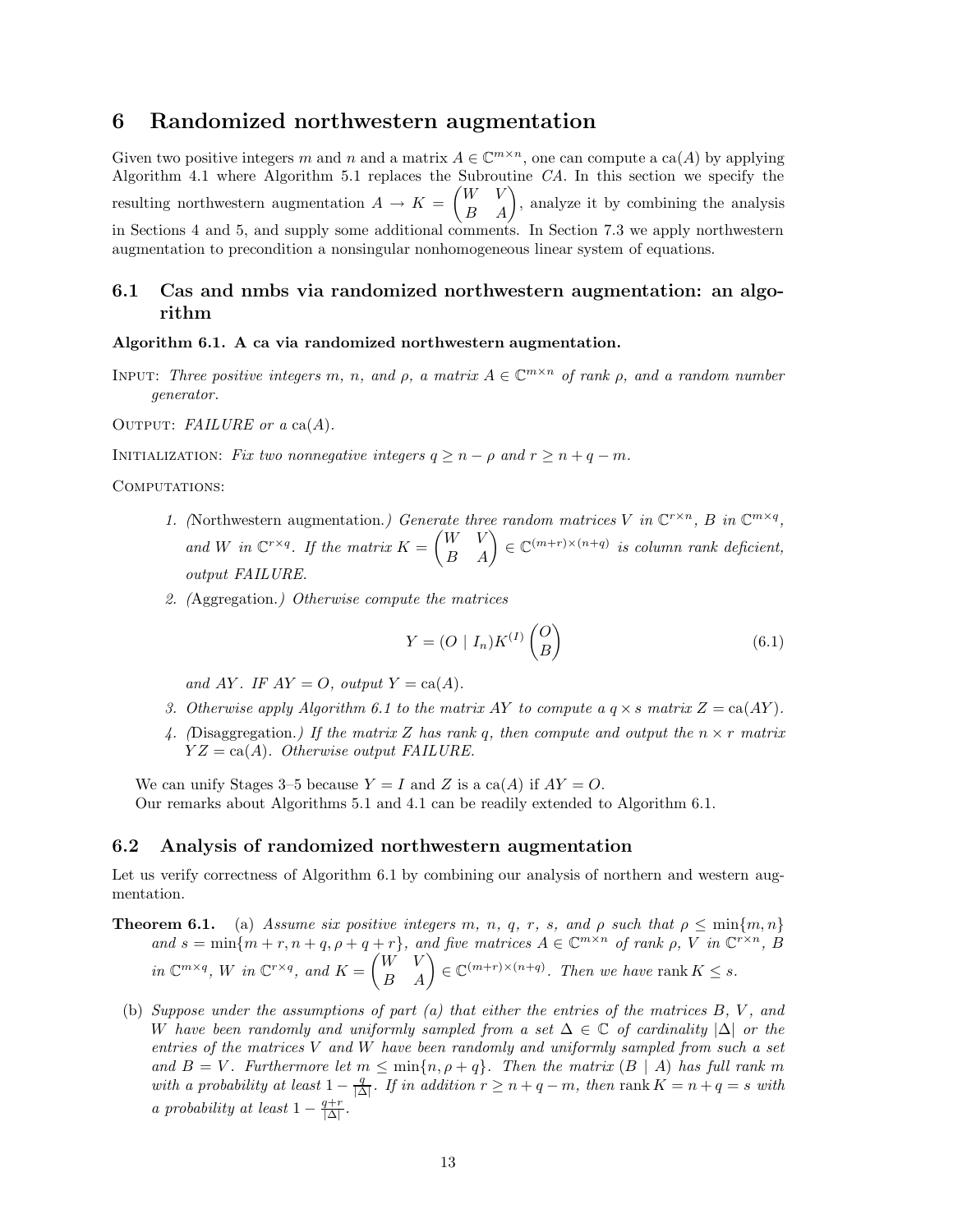# 6 Randomized northwestern augmentation

Given two positive integers $m$ and $n$ and a matrix $A \in \mathbb{C}^{m\times n}$, one can compute a $\mathrm{ca}(A)$ by applying Algorithm 4.1 where Algorithm 5.1 replaces the Subroutine *CA*. In this section we specify the resulting northwestern augmentation $A \rightarrow K = \begin{pmatrix} W & V \\ B & A \end{pmatrix}$, analyze it by combining the analysis in Sections 4 and 5, and supply some additional comments. In Section 7.3 we apply northwestern augmentation to precondition a nonsingular nonhomogeneous linear system of equations.

## 6.1 Cas and nmbs via randomized northwestern augmentation: an algorithm

**Algorithm 6.1. A ca via randomized northwestern augmentation.**

INPUT: *Three positive integers $m$, $n$, and $\rho$, a matrix $A \in \mathbb{C}^{m\times n}$ of rank $\rho$, and a random number generator.*

OUTPUT: *FAILURE or a* $\mathrm{ca}(A)$.

INITIALIZATION: *Fix two nonnegative integers $q \geq n - \rho$ and $r \geq n + q - m$.*

COMPUTATIONS:

1. *(*Northwestern augmentation.*) Generate three random matrices $V$ in $\mathbb{C}^{r\times n}$, $B$ in $\mathbb{C}^{m\times q}$, and $W$ in $\mathbb{C}^{r\times q}$. If the matrix $K = \begin{pmatrix} W & V \\ B & A \end{pmatrix} \in \mathbb{C}^{(m+r)\times(n+q)}$ is column rank deficient, output FAILURE.*
2. *(*Aggregation.*) Otherwise compute the matrices*
$$Y = (O \mid I_n)K^{(I)} \begin{pmatrix} O \\ B \end{pmatrix} \tag{6.1}$$
*and $AY$. IF $AY = O$, output $Y = \mathrm{ca}(A)$.*
3. *Otherwise apply Algorithm 6.1 to the matrix $AY$ to compute a $q \times s$ matrix $Z = \mathrm{ca}(AY)$.*
4. *(*Disaggregation.*) If the matrix $Z$ has rank $q$, then compute and output the $n \times r$ matrix $YZ = \mathrm{ca}(A)$. Otherwise output FAILURE.*

We can unify Stages 3–5 because $Y = I$ and $Z$ is a $\mathrm{ca}(A)$ if $AY = O$.

Our remarks about Algorithms 5.1 and 4.1 can be readily extended to Algorithm 6.1.

## 6.2 Analysis of randomized northwestern augmentation

Let us verify correctness of Algorithm 6.1 by combining our analysis of northern and western augmentation.

**Theorem 6.1.** (a) *Assume six positive integers $m$, $n$, $q$, $r$, $s$, and $\rho$ such that $\rho \leq \min\{m, n\}$ and $s = \min\{m + r, n + q, \rho + q + r\}$, and five matrices $A \in \mathbb{C}^{m\times n}$ of rank $\rho$, $V$ in $\mathbb{C}^{r\times n}$, $B$ in $\mathbb{C}^{m\times q}$, $W$ in $\mathbb{C}^{r\times q}$, and $K = \begin{pmatrix} W & V \\ B & A \end{pmatrix} \in \mathbb{C}^{(m+r)\times(n+q)}$. Then we have $\operatorname{rank} K \leq s$.*

(b) *Suppose under the assumptions of part (a) that either the entries of the matrices $B$, $V$, and $W$ have been randomly and uniformly sampled from a set $\Delta \in \mathbb{C}$ of cardinality $|\Delta|$ or the entries of the matrices $V$ and $W$ have been randomly and uniformly sampled from such a set and $B = V$. Furthermore let $m \leq \min\{n, \rho + q\}$. Then the matrix $(B \mid A)$ has full rank $m$ with a probability at least $1 - \frac{q}{|\Delta|}$. If in addition $r \geq n + q - m$, then $\operatorname{rank} K = n + q = s$ with a probability at least $1 - \frac{q+r}{|\Delta|}$.*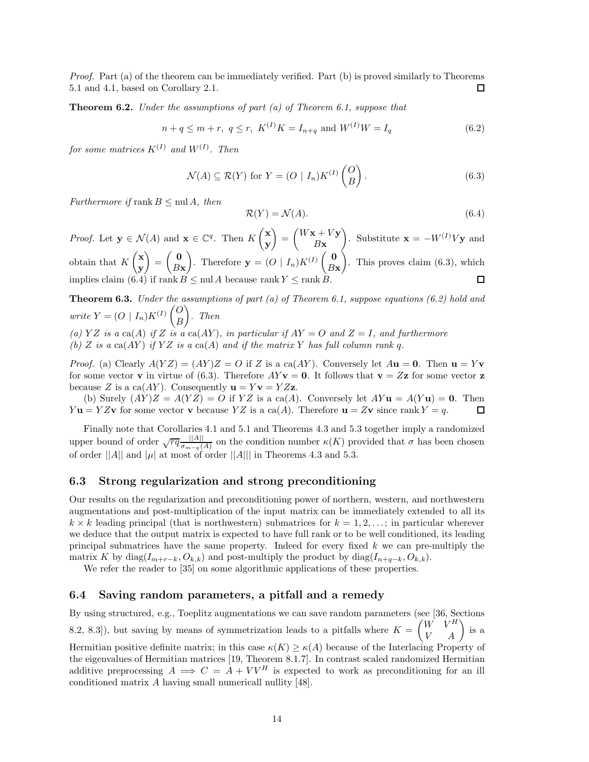*Proof.* Part (a) of the theorem can be immediately verified. Part (b) is proved similarly to Theorems 5.1 and 4.1, based on Corollary 2.1. □

**Theorem 6.2.** *Under the assumptions of part (a) of Theorem 6.1, suppose that*

$$n + q \le m + r, \ q \le r, \ K^{(I)}K = I_{n+q} \text{ and } W^{(I)}W = I_q \tag{6.2}$$

*for some matrices $K^{(I)}$ and $W^{(I)}$. Then*

$$\mathcal{N}(A) \subseteq \mathcal{R}(Y) \text{ for } Y = (O \mid I_n)K^{(I)} \begin{pmatrix} O \\ B \end{pmatrix}. \tag{6.3}$$

*Furthermore if* $\operatorname{rank} B \le \operatorname{nul} A$*, then*

$$\mathcal{R}(Y) = \mathcal{N}(A). \tag{6.4}$$

*Proof.* Let $\mathbf{y} \in \mathcal{N}(A)$ and $\mathbf{x} \in \mathbb{C}^q$. Then $K \begin{pmatrix} \mathbf{x} \\ \mathbf{y} \end{pmatrix} = \begin{pmatrix} W\mathbf{x} + V\mathbf{y} \\ B\mathbf{x} \end{pmatrix}$. Substitute $\mathbf{x} = -W^{(I)}V\mathbf{y}$ and obtain that $K \begin{pmatrix} \mathbf{x} \\ \mathbf{y} \end{pmatrix} = \begin{pmatrix} \mathbf{0} \\ B\mathbf{x} \end{pmatrix}$. Therefore $\mathbf{y} = (O \mid I_n)K^{(I)} \begin{pmatrix} \mathbf{0} \\ B\mathbf{x} \end{pmatrix}$. This proves claim (6.3), which implies claim (6.4) if $\operatorname{rank} B \le \operatorname{nul} A$ because $\operatorname{rank} Y \le \operatorname{rank} B$. □

**Theorem 6.3.** *Under the assumptions of part (a) of Theorem 6.1, suppose equations (6.2) hold and write $Y = (O \mid I_n)K^{(I)} \begin{pmatrix} O \\ B \end{pmatrix}$. Then*

*(a) $YZ$ is a $\operatorname{ca}(A)$ if $Z$ is a $\operatorname{ca}(AY)$, in particular if $AY = O$ and $Z = I$, and furthermore*

*(b) $Z$ is a $\operatorname{ca}(AY)$ if $YZ$ is a $\operatorname{ca}(A)$ and if the matrix $Y$ has full column rank $q$.*

*Proof.* (a) Clearly $A(YZ) = (AY)Z = O$ if $Z$ is a $\operatorname{ca}(AY)$. Conversely let $A\mathbf{u} = \mathbf{0}$. Then $\mathbf{u} = Y\mathbf{v}$ for some vector $\mathbf{v}$ in virtue of (6.3). Therefore $AY\mathbf{v} = \mathbf{0}$. It follows that $\mathbf{v} = Z\mathbf{z}$ for some vector $\mathbf{z}$ because $Z$ is a $\operatorname{ca}(AY)$. Consequently $\mathbf{u} = Y\mathbf{v} = YZ\mathbf{z}$.

(b) Surely $(AY)Z = A(YZ) = O$ if $YZ$ is a $\operatorname{ca}(A)$. Conversely let $AY\mathbf{u} = A(Y\mathbf{u}) = \mathbf{0}$. Then $Y\mathbf{u} = YZ\mathbf{v}$ for some vector $\mathbf{v}$ because $YZ$ is a $\operatorname{ca}(A)$. Therefore $\mathbf{u} = Z\mathbf{v}$ since $\operatorname{rank} Y = q$. □

Finally note that Corollaries 4.1 and 5.1 and Theorems 4.3 and 5.3 together imply a randomized upper bound of order $\sqrt{rq}\frac{||A||}{\sigma_{m-q}(A)}$ on the condition number $\kappa(K)$ provided that $\sigma$ has been chosen of order $||A||$ and $|\mu|$ at most of order $||A|||$ in Theorems 4.3 and 5.3.

## 6.3 Strong regularization and strong preconditioning

Our results on the regularization and preconditioning power of northern, western, and northwestern augmentations and post-multiplication of the input matrix can be immediately extended to all its $k \times k$ leading principal (that is northwestern) submatrices for $k = 1, 2, \ldots$; in particular wherever we deduce that the output matrix is expected to have full rank or to be well conditioned, its leading principal submatrices have the same property. Indeed for every fixed $k$ we can pre-multiply the matrix $K$ by $\operatorname{diag}(I_{m+r-k}, O_{k,k})$ and post-multiply the product by $\operatorname{diag}(I_{n+q-k}, O_{k,k})$.

We refer the reader to [35] on some algorithmic applications of these properties.

## 6.4 Saving random parameters, a pitfall and a remedy

By using structured, e.g., Toeplitz augmentations we can save random parameters (see [36, Sections 8.2, 8.3]), but saving by means of symmetrization leads to a pitfalls where $K = \begin{pmatrix} W & V^H \\ V & A \end{pmatrix}$ is a Hermitian positive definite matrix; in this case $\kappa(K) \ge \kappa(A)$ because of the Interlacing Property of the eigenvalues of Hermitian matrices [19, Theorem 8.1.7]. In contrast scaled randomized Hermitian additive preprocessing $A \implies C = A + VV^H$ is expected to work as preconditioning for an ill conditioned matrix $A$ having small numericall nullity [48].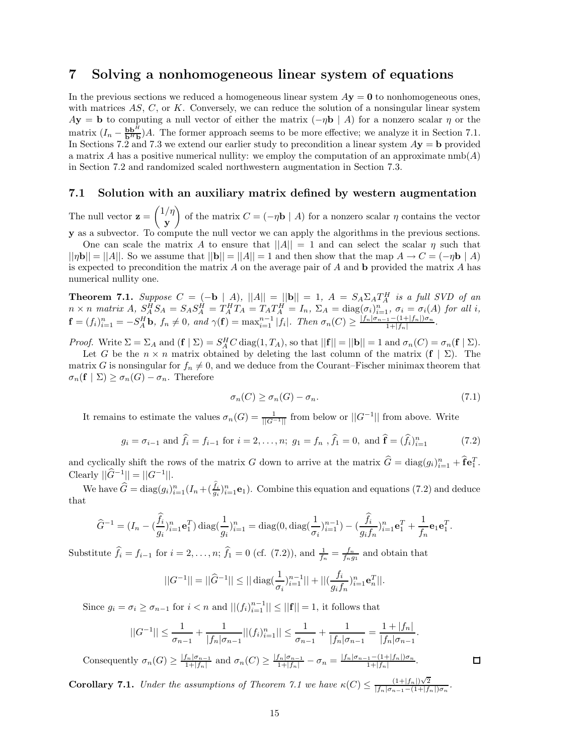## 7 Solving a nonhomogeneous linear system of equations

In the previous sections we reduced a homogeneous linear system $A\mathbf{y} = \mathbf{0}$ to nonhomogeneous ones, with matrices $AS$, $C$, or $K$. Conversely, we can reduce the solution of a nonsingular linear system $A\mathbf{y} = \mathbf{b}$ to computing a null vector of either the matrix $(-\eta\mathbf{b} \mid A)$ for a nonzero scalar $\eta$ or the matrix $(I_n - \frac{\mathbf{b}\mathbf{b}^H}{\mathbf{b}^H\mathbf{b}})A$. The former approach seems to be more effective; we analyze it in Section 7.1. In Sections 7.2 and 7.3 we extend our earlier study to precondition a linear system $A\mathbf{y} = \mathbf{b}$ provided a matrix $A$ has a positive numerical nullity: we employ the computation of an approximate $\mathrm{nmb}(A)$ in Section 7.2 and randomized scaled northwestern augmentation in Section 7.3.

### 7.1 Solution with an auxiliary matrix defined by western augmentation

The null vector $\mathbf{z} = \begin{pmatrix} 1/\eta \\ \mathbf{y} \end{pmatrix}$ of the matrix $C = (-\eta\mathbf{b} \mid A)$ for a nonzero scalar $\eta$ contains the vector $\mathbf{y}$ as a subvector. To compute the null vector we can apply the algorithms in the previous sections.

One can scale the matrix $A$ to ensure that $||A|| = 1$ and can select the scalar $\eta$ such that $||\eta\mathbf{b}|| = ||A||$. So we assume that $||\mathbf{b}|| = ||A|| = 1$ and then show that the map $A \to C = (-\eta\mathbf{b} \mid A)$ is expected to precondition the matrix $A$ on the average pair of $A$ and $\mathbf{b}$ provided the matrix $A$ has numerical nullity one.

**Theorem 7.1.** *Suppose $C = (-\mathbf{b} \mid A)$, $||A|| = ||\mathbf{b}|| = 1$, $A = S_A\Sigma_A T_A^H$ is a full SVD of an $n \times n$ matrix $A$, $S_A^H S_A = S_A S_A^H = T_A^H T_A = T_A T_A^H = I_n$, $\Sigma_A = \mathrm{diag}(\sigma_i)_{i=1}^n$, $\sigma_i = \sigma_i(A)$ for all $i$, $\mathbf{f} = (f_i)_{i=1}^n = -S_A^H\mathbf{b}$, $f_n \neq 0$, and $\gamma(\mathbf{f}) = \max_{i=1}^{n-1}|f_i|$. Then $\sigma_n(C) \geq \frac{|f_n|\sigma_{n-1} - (1+|f_n|)\sigma_n}{1+|f_n|}$.*

*Proof.* Write $\Sigma = \Sigma_A$ and $(\mathbf{f} \mid \Sigma) = S_A^H C\,\mathrm{diag}(1, T_A)$, so that $||\mathbf{f}|| = ||\mathbf{b}|| = 1$ and $\sigma_n(C) = \sigma_n(\mathbf{f} \mid \Sigma)$.

Let $G$ be the $n \times n$ matrix obtained by deleting the last column of the matrix $(\mathbf{f} \mid \Sigma)$. The matrix $G$ is nonsingular for $f_n \neq 0$, and we deduce from the Courant–Fischer minimax theorem that $\sigma_n(\mathbf{f} \mid \Sigma) \geq \sigma_n(G) - \sigma_n$. Therefore

$$\sigma_n(C) \geq \sigma_n(G) - \sigma_n. \tag{7.1}$$

It remains to estimate the values $\sigma_n(G) = \frac{1}{||G^{-1}||}$ from below or $||G^{-1}||$ from above. Write

$$g_i = \sigma_{i-1} \text{ and } \widehat{f}_i = f_{i-1} \text{ for } i = 2, \ldots, n;\; g_1 = f_n\;, \widehat{f}_1 = 0, \text{ and } \widehat{\mathbf{f}} = (\widehat{f}_i)_{i=1}^n \tag{7.2}$$

and cyclically shift the rows of the matrix $G$ down to arrive at the matrix $\widehat{G} = \mathrm{diag}(g_i)_{i=1}^n + \widehat{\mathbf{f}}\mathbf{e}_1^T$. Clearly $||\widehat{G}^{-1}|| = ||G^{-1}||$.

We have $\widehat{G} = \mathrm{diag}(g_i)_{i=1}^n(I_n + (\frac{\widehat{f}_i}{g_i})_{i=1}^n\mathbf{e}_1)$. Combine this equation and equations (7.2) and deduce that

$$\widehat{G}^{-1} = (I_n - (\frac{\widehat{f}_i}{g_i})_{i=1}^n\mathbf{e}_1^T)\,\mathrm{diag}(\frac{1}{g_i})_{i=1}^n = \mathrm{diag}(0, \mathrm{diag}(\frac{1}{\sigma_i})_{i=1}^{n-1}) - (\frac{\widehat{f}_i}{g_i f_n})_{i=1}^n\mathbf{e}_1^T + \frac{1}{f_n}\mathbf{e}_1\mathbf{e}_1^T.$$

Substitute $\widehat{f}_i = f_{i-1}$ for $i = 2, \ldots, n$; $\widehat{f}_1 = 0$ (cf. (7.2)), and $\frac{1}{f_n} = \frac{f_n}{f_n g_1}$ and obtain that

$$||G^{-1}|| = ||\widehat{G}^{-1}|| \leq ||\,\mathrm{diag}(\frac{1}{\sigma_i})_{i=1}^{n-1}|| + ||(\frac{f_i}{g_i f_n})_{i=1}^n\mathbf{e}_n^T||.$$

Since $g_i = \sigma_i \geq \sigma_{n-1}$ for $i < n$ and $||(f_i)_{i=1}^{n-1}|| \leq ||\mathbf{f}|| = 1$, it follows that

$$||G^{-1}|| \leq \frac{1}{\sigma_{n-1}} + \frac{1}{|f_n|\sigma_{n-1}}||(f_i)_{i=1}^n|| \leq \frac{1}{\sigma_{n-1}} + \frac{1}{|f_n|\sigma_{n-1}} = \frac{1+|f_n|}{|f_n|\sigma_{n-1}}.$$

Consequently $\sigma_n(G) \geq \frac{|f_n|\sigma_{n-1}}{1+|f_n|}$ and $\sigma_n(C) \geq \frac{|f_n|\sigma_{n-1}}{1+|f_n|} - \sigma_n = \frac{|f_n|\sigma_{n-1} - (1+|f_n|)\sigma_n}{1+|f_n|}$. $\square$

**Corollary 7.1.** *Under the assumptions of Theorem 7.1 we have $\kappa(C) \leq \frac{(1+|f_n|)\sqrt{2}}{|f_n|\sigma_{n-1} - (1+|f_n|)\sigma_n}$.*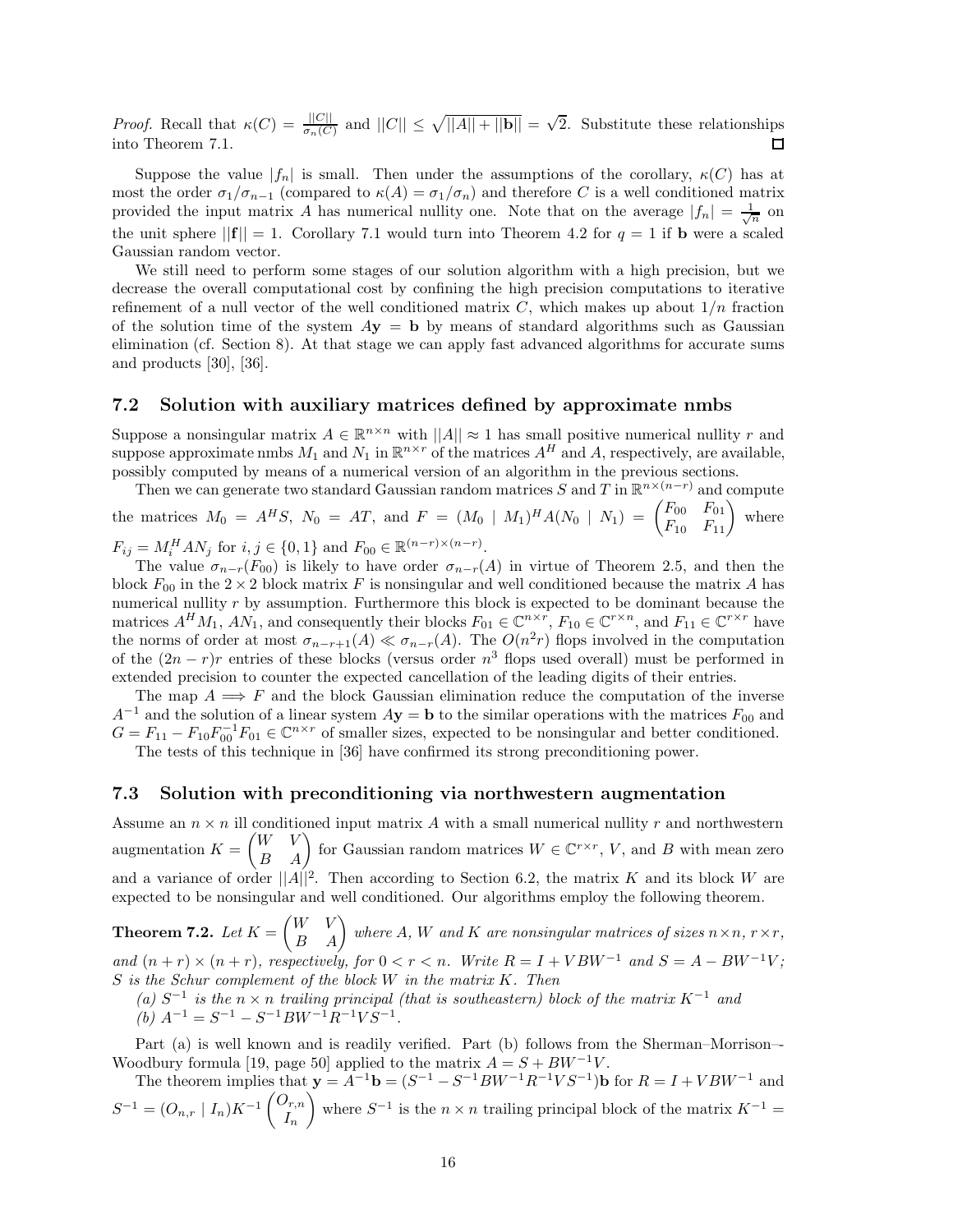*Proof.* Recall that $\kappa(C) = \frac{||C||}{\sigma_n(C)}$ and $||C|| \le \sqrt{||A|| + ||\mathbf{b}||} = \sqrt{2}$. Substitute these relationships into Theorem 7.1. $\square$

Suppose the value $|f_n|$ is small. Then under the assumptions of the corollary, $\kappa(C)$ has at most the order $\sigma_1/\sigma_{n-1}$ (compared to $\kappa(A) = \sigma_1/\sigma_n$) and therefore $C$ is a well conditioned matrix provided the input matrix $A$ has numerical nullity one. Note that on the average $|f_n| = \frac{1}{\sqrt{n}}$ on the unit sphere $||\mathbf{f}|| = 1$. Corollary 7.1 would turn into Theorem 4.2 for $q = 1$ if $\mathbf{b}$ were a scaled Gaussian random vector.

We still need to perform some stages of our solution algorithm with a high precision, but we decrease the overall computational cost by confining the high precision computations to iterative refinement of a null vector of the well conditioned matrix $C$, which makes up about $1/n$ fraction of the solution time of the system $A\mathbf{y} = \mathbf{b}$ by means of standard algorithms such as Gaussian elimination (cf. Section 8). At that stage we can apply fast advanced algorithms for accurate sums and products [30], [36].

### 7.2 Solution with auxiliary matrices defined by approximate nmbs

Suppose a nonsingular matrix $A \in \mathbb{R}^{n\times n}$ with $||A|| \approx 1$ has small positive numerical nullity $r$ and suppose approximate nmbs $M_1$ and $N_1$ in $\mathbb{R}^{n\times r}$ of the matrices $A^H$ and $A$, respectively, are available, possibly computed by means of a numerical version of an algorithm in the previous sections.

Then we can generate two standard Gaussian random matrices $S$ and $T$ in $\mathbb{R}^{n\times(n-r)}$ and compute the matrices $M_0 = A^H S$, $N_0 = AT$, and $F = (M_0 \mid M_1)^H A (N_0 \mid N_1) = \begin{pmatrix} F_{00} & F_{01} \\ F_{10} & F_{11} \end{pmatrix}$ where $F_{ij} = M_i^H A N_j$ for $i, j \in \{0, 1\}$ and $F_{00} \in \mathbb{R}^{(n-r)\times(n-r)}$.

The value $\sigma_{n-r}(F_{00})$ is likely to have order $\sigma_{n-r}(A)$ in virtue of Theorem 2.5, and then the block $F_{00}$ in the $2 \times 2$ block matrix $F$ is nonsingular and well conditioned because the matrix $A$ has numerical nullity $r$ by assumption. Furthermore this block is expected to be dominant because the matrices $A^H M_1$, $AN_1$, and consequently their blocks $F_{01} \in \mathbb{C}^{n\times r}$, $F_{10} \in \mathbb{C}^{r\times n}$, and $F_{11} \in \mathbb{C}^{r\times r}$ have the norms of order at most $\sigma_{n-r+1}(A) \ll \sigma_{n-r}(A)$. The $O(n^2 r)$ flops involved in the computation of the $(2n - r)r$ entries of these blocks (versus order $n^3$ flops used overall) must be performed in extended precision to counter the expected cancellation of the leading digits of their entries.

The map $A \Longrightarrow F$ and the block Gaussian elimination reduce the computation of the inverse $A^{-1}$ and the solution of a linear system $A\mathbf{y} = \mathbf{b}$ to the similar operations with the matrices $F_{00}$ and $G = F_{11} - F_{10}F_{00}^{-1}F_{01} \in \mathbb{C}^{n\times r}$ of smaller sizes, expected to be nonsingular and better conditioned.

The tests of this technique in [36] have confirmed its strong preconditioning power.

### 7.3 Solution with preconditioning via northwestern augmentation

Assume an $n \times n$ ill conditioned input matrix $A$ with a small numerical nullity $r$ and northwestern augmentation $K = \begin{pmatrix} W & V \\ B & A \end{pmatrix}$ for Gaussian random matrices $W \in \mathbb{C}^{r\times r}$, $V$, and $B$ with mean zero and a variance of order $||A||^2$. Then according to Section 6.2, the matrix $K$ and its block $W$ are expected to be nonsingular and well conditioned. Our algorithms employ the following theorem.

**Theorem 7.2.** *Let $K = \begin{pmatrix} W & V \\ B & A \end{pmatrix}$ where $A$, $W$ and $K$ are nonsingular matrices of sizes $n\times n$, $r\times r$, and $(n+r)\times(n+r)$, respectively, for $0 < r < n$. Write $R = I + VBW^{-1}$ and $S = A - BW^{-1}V$; $S$ is the Schur complement of the block $W$ in the matrix $K$. Then*

*(a) $S^{-1}$ is the $n \times n$ trailing principal (that is southeastern) block of the matrix $K^{-1}$ and*

*(b) $A^{-1} = S^{-1} - S^{-1}BW^{-1}R^{-1}VS^{-1}$.*

Part (a) is well known and is readily verified. Part (b) follows from the Sherman–Morrison–-Woodbury formula [19, page 50] applied to the matrix $A = S + BW^{-1}V$.

The theorem implies that $\mathbf{y} = A^{-1}\mathbf{b} = (S^{-1} - S^{-1}BW^{-1}R^{-1}VS^{-1})\mathbf{b}$ for $R = I + VBW^{-1}$ and $S^{-1} = (O_{n,r} \mid I_n)K^{-1}\begin{pmatrix} O_{r,n} \\ I_n \end{pmatrix}$ where $S^{-1}$ is the $n \times n$ trailing principal block of the matrix $K^{-1} =$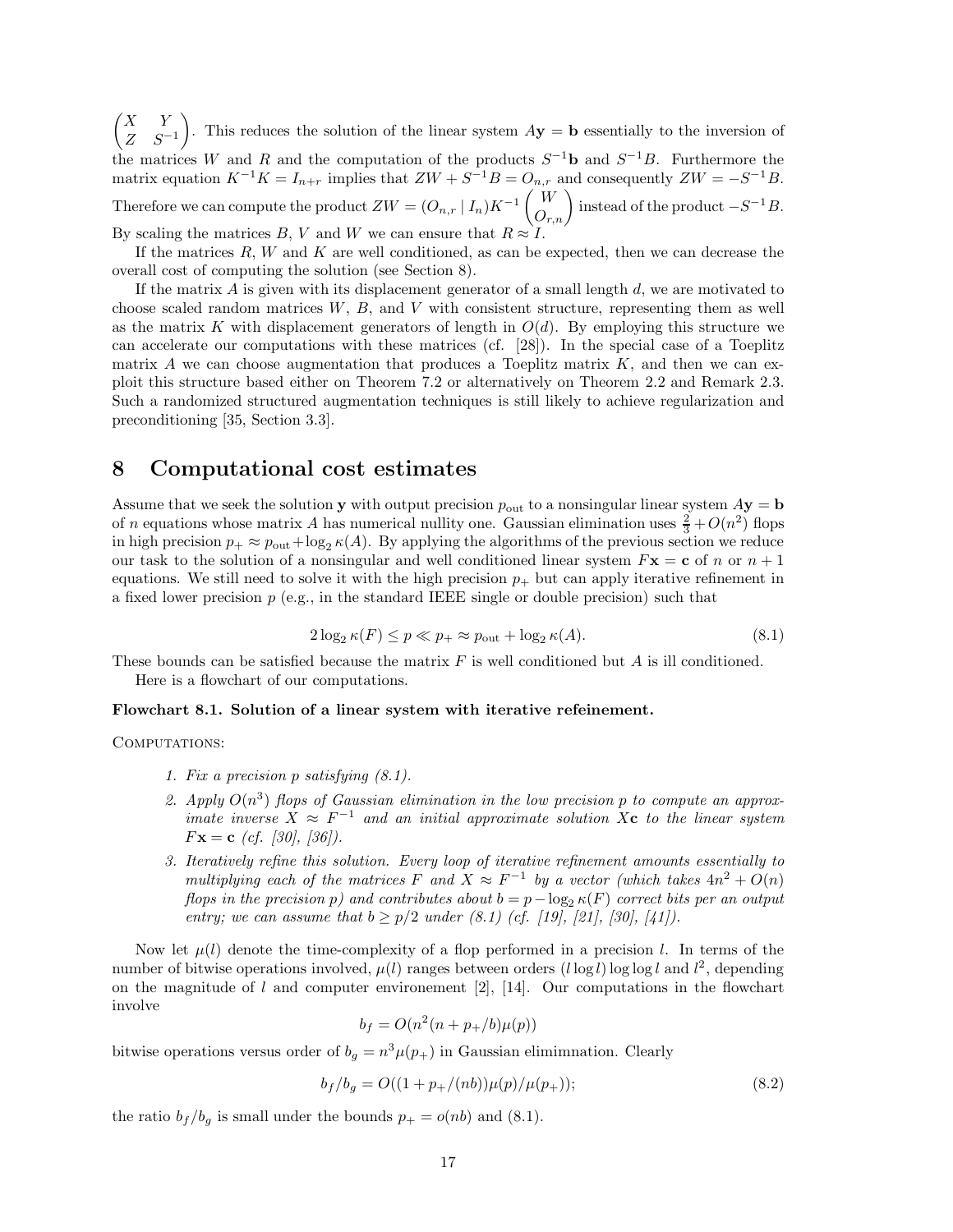$\begin{pmatrix} X & Y \\ Z & S^{-1} \end{pmatrix}$. This reduces the solution of the linear system $A\mathbf{y} = \mathbf{b}$ essentially to the inversion of the matrices $W$ and $R$ and the computation of the products $S^{-1}\mathbf{b}$ and $S^{-1}B$. Furthermore the matrix equation $K^{-1}K = I_{n+r}$ implies that $ZW + S^{-1}B = O_{n,r}$ and consequently $ZW = -S^{-1}B$. Therefore we can compute the product $ZW = (O_{n,r} \mid I_n)K^{-1}\begin{pmatrix} W \\ O_{r,n} \end{pmatrix}$ instead of the product $-S^{-1}B$. By scaling the matrices $B$, $V$ and $W$ we can ensure that $R \approx I$.

If the matrices $R$, $W$ and $K$ are well conditioned, as can be expected, then we can decrease the overall cost of computing the solution (see Section 8).

If the matrix $A$ is given with its displacement generator of a small length $d$, we are motivated to choose scaled random matrices $W$, $B$, and $V$ with consistent structure, representing them as well as the matrix $K$ with displacement generators of length in $O(d)$. By employing this structure we can accelerate our computations with these matrices (cf. [28]). In the special case of a Toeplitz matrix $A$ we can choose augmentation that produces a Toeplitz matrix $K$, and then we can exploit this structure based either on Theorem 7.2 or alternatively on Theorem 2.2 and Remark 2.3. Such a randomized structured augmentation techniques is still likely to achieve regularization and preconditioning [35, Section 3.3].

# 8 Computational cost estimates

Assume that we seek the solution $\mathbf{y}$ with output precision $p_{\text{out}}$ to a nonsingular linear system $A\mathbf{y} = \mathbf{b}$ of $n$ equations whose matrix $A$ has numerical nullity one. Gaussian elimination uses $\frac{2}{3} + O(n^2)$ flops in high precision $p_+ \approx p_{\text{out}} + \log_2 \kappa(A)$. By applying the algorithms of the previous section we reduce our task to the solution of a nonsingular and well conditioned linear system $F\mathbf{x} = \mathbf{c}$ of $n$ or $n+1$ equations. We still need to solve it with the high precision $p_+$ but can apply iterative refinement in a fixed lower precision $p$ (e.g., in the standard IEEE single or double precision) such that

$$2\log_2 \kappa(F) \le p \ll p_+ \approx p_{\text{out}} + \log_2 \kappa(A). \tag{8.1}$$

These bounds can be satisfied because the matrix $F$ is well conditioned but $A$ is ill conditioned.

Here is a flowchart of our computations.

**Flowchart 8.1. Solution of a linear system with iterative refeinement.**

COMPUTATIONS:

1. *Fix a precision $p$ satisfying (8.1).*
2. *Apply $O(n^3)$ flops of Gaussian elimination in the low precision $p$ to compute an approximate inverse $X \approx F^{-1}$ and an initial approximate solution $X\mathbf{c}$ to the linear system $F\mathbf{x} = \mathbf{c}$ (cf. [30], [36]).*
3. *Iteratively refine this solution. Every loop of iterative refinement amounts essentially to multiplying each of the matrices $F$ and $X \approx F^{-1}$ by a vector (which takes $4n^2 + O(n)$ flops in the precision $p$) and contributes about $b = p - \log_2 \kappa(F)$ correct bits per an output entry; we can assume that $b \ge p/2$ under (8.1) (cf. [19], [21], [30], [41]).*

Now let $\mu(l)$ denote the time-complexity of a flop performed in a precision $l$. In terms of the number of bitwise operations involved, $\mu(l)$ ranges between orders $(l \log l) \log\log l$ and $l^2$, depending on the magnitude of $l$ and computer environement [2], [14]. Our computations in the flowchart involve

$$b_f = O(n^2(n + p_+/b)\mu(p))$$

bitwise operations versus order of $b_g = n^3\mu(p_+)$ in Gaussian elimimnation. Clearly

$$b_f/b_g = O((1 + p_+/(nb))\mu(p)/\mu(p_+)); \tag{8.2}$$

the ratio $b_f/b_g$ is small under the bounds $p_+ = o(nb)$ and (8.1).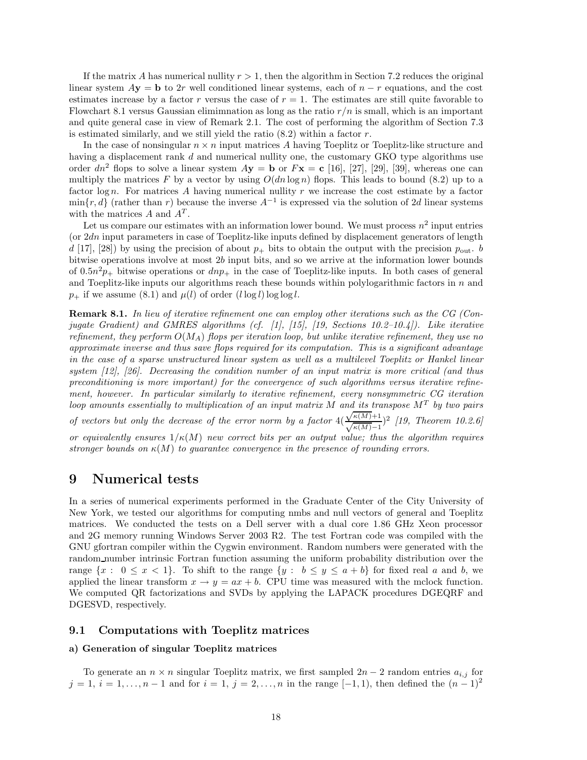If the matrix $A$ has numerical nullity $r > 1$, then the algorithm in Section 7.2 reduces the original linear system $A\mathbf{y} = \mathbf{b}$ to $2r$ well conditioned linear systems, each of $n - r$ equations, and the cost estimates increase by a factor $r$ versus the case of $r = 1$. The estimates are still quite favorable to Flowchart 8.1 versus Gaussian elimimnation as long as the ratio $r/n$ is small, which is an important and quite general case in view of Remark 2.1. The cost of performing the algorithm of Section 7.3 is estimated similarly, and we still yield the ratio (8.2) within a factor $r$.

In the case of nonsingular $n \times n$ input matrices $A$ having Toeplitz or Toeplitz-like structure and having a displacement rank $d$ and numerical nullity one, the customary GKO type algorithms use order $dn^2$ flops to solve a linear system $A\mathbf{y} = \mathbf{b}$ or $F\mathbf{x} = \mathbf{c}$ [16], [27], [29], [39], whereas one can multiply the matrices $F$ by a vector by using $O(dn \log n)$ flops. This leads to bound (8.2) up to a factor $\log n$. For matrices $A$ having numerical nullity $r$ we increase the cost estimate by a factor $\min\{r, d\}$ (rather than $r$) because the inverse $A^{-1}$ is expressed via the solution of $2d$ linear systems with the matrices $A$ and $A^T$.

Let us compare our estimates with an information lower bound. We must process $n^2$ input entries (or $2dn$ input parameters in case of Toeplitz-like inputs defined by displacement generators of length $d$ [17], [28]) by using the precision of about $p_+$ bits to obtain the output with the precision $p_{\text{out}}$. $b$ bitwise operations involve at most $2b$ input bits, and so we arrive at the information lower bounds of $0.5n^2p_+$ bitwise operations or $dnp_+$ in the case of Toeplitz-like inputs. In both cases of general and Toeplitz-like inputs our algorithms reach these bounds within polylogarithmic factors in $n$ and $p_+$ if we assume (8.1) and $\mu(l)$ of order $(l \log l) \log \log l$.

**Remark 8.1.** *In lieu of iterative refinement one can employ other iterations such as the CG (Conjugate Gradient) and GMRES algorithms (cf. [1], [15], [19, Sections 10.2–10.4]). Like iterative refinement, they perform $O(M_A)$ flops per iteration loop, but unlike iterative refinement, they use no approximate inverse and thus save flops required for its computation. This is a significant advantage in the case of a sparse unstructured linear system as well as a multilevel Toeplitz or Hankel linear system [12], [26]. Decreasing the condition number of an input matrix is more critical (and thus preconditioning is more important) for the convergence of such algorithms versus iterative refinement, however. In particular similarly to iterative refinement, every nonsymmetric CG iteration loop amounts essentially to multiplication of an input matrix $M$ and its transpose $M^T$ by two pairs of vectors but only the decrease of the error norm by a factor $4(\frac{\sqrt{\kappa(M)}+1}{\sqrt{\kappa(M)}-1})^2$ [19, Theorem 10.2.6] or equivalently ensures $1/\kappa(M)$ new correct bits per an output value; thus the algorithm requires stronger bounds on $\kappa(M)$ to guarantee convergence in the presence of rounding errors.*

# 9 Numerical tests

In a series of numerical experiments performed in the Graduate Center of the City University of New York, we tested our algorithms for computing nmbs and null vectors of general and Toeplitz matrices. We conducted the tests on a Dell server with a dual core 1.86 GHz Xeon processor and 2G memory running Windows Server 2003 R2. The test Fortran code was compiled with the GNU gfortran compiler within the Cygwin environment. Random numbers were generated with the random_number intrinsic Fortran function assuming the uniform probability distribution over the range $\{x : 0 \leq x < 1\}$. To shift to the range $\{y : b \leq y \leq a + b\}$ for fixed real $a$ and $b$, we applied the linear transform $x \to y = ax + b$. CPU time was measured with the mclock function. We computed QR factorizations and SVDs by applying the LAPACK procedures DGEQRF and DGESVD, respectively.

## 9.1 Computations with Toeplitz matrices

### a) Generation of singular Toeplitz matrices

To generate an $n \times n$ singular Toeplitz matrix, we first sampled $2n - 2$ random entries $a_{i,j}$ for $j = 1$, $i = 1, \ldots, n-1$ and for $i = 1$, $j = 2, \ldots, n$ in the range $[-1, 1)$, then defined the $(n-1)^2$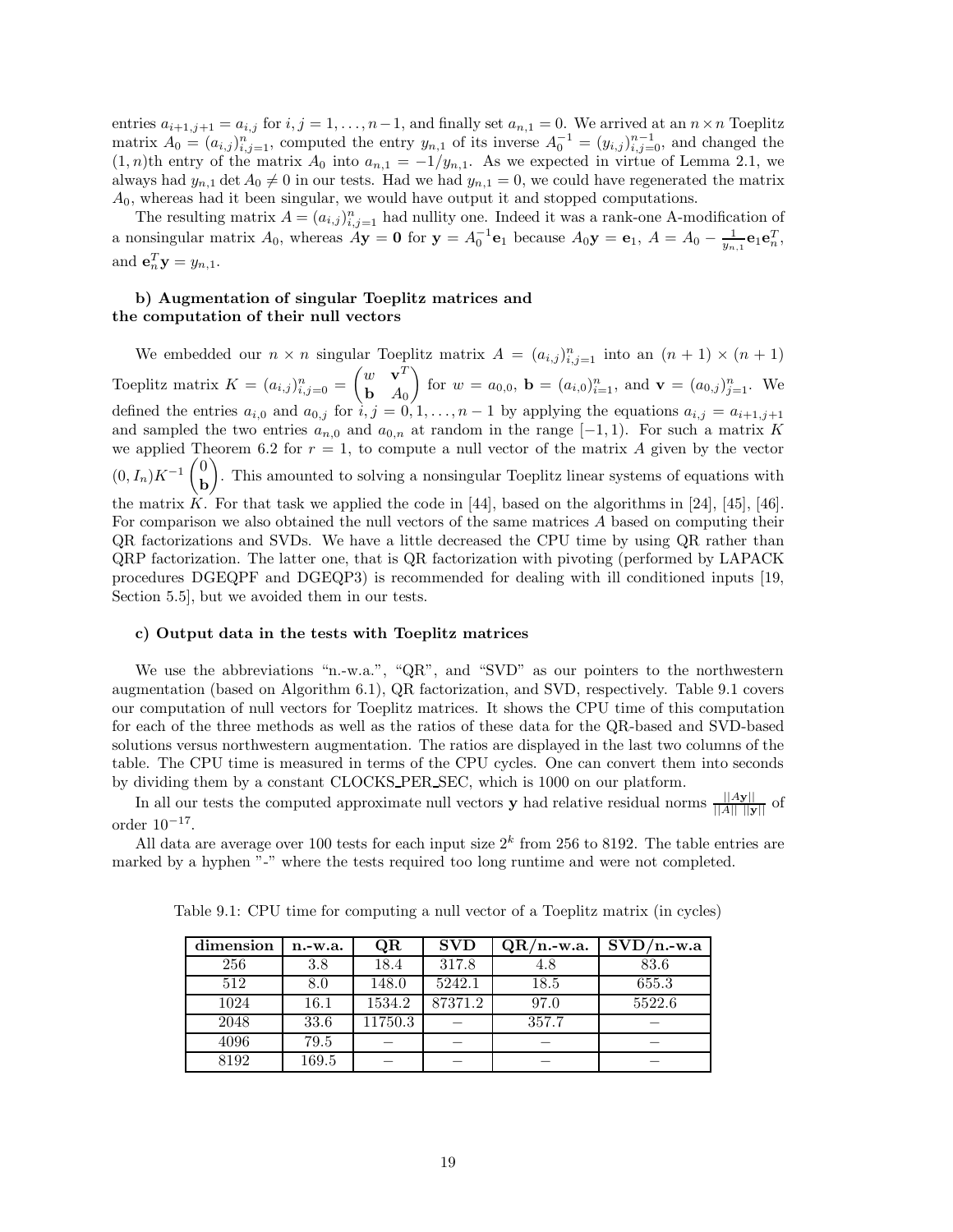entries $a_{i+1,j+1} = a_{i,j}$ for $i, j = 1, \ldots, n-1$, and finally set $a_{n,1} = 0$. We arrived at an $n \times n$ Toeplitz matrix $A_0 = (a_{i,j})_{i,j=1}^{n}$, computed the entry $y_{n,1}$ of its inverse $A_0^{-1} = (y_{i,j})_{i,j=0}^{n-1}$, and changed the $(1,n)$th entry of the matrix $A_0$ into $a_{n,1} = -1/y_{n,1}$. As we expected in virtue of Lemma 2.1, we always had $y_{n,1} \det A_0 \neq 0$ in our tests. Had we had $y_{n,1} = 0$, we could have regenerated the matrix $A_0$, whereas had it been singular, we would have output it and stopped computations.

The resulting matrix $A = (a_{i,j})_{i,j=1}^{n}$ had nullity one. Indeed it was a rank-one A-modification of a nonsingular matrix $A_0$, whereas $A\mathbf{y} = \mathbf{0}$ for $\mathbf{y} = A_0^{-1}\mathbf{e}_1$ because $A_0\mathbf{y} = \mathbf{e}_1$, $A = A_0 - \frac{1}{y_{n,1}}\mathbf{e}_1\mathbf{e}_n^T$, and $\mathbf{e}_n^T\mathbf{y} = y_{n,1}$.

**b) Augmentation of singular Toeplitz matrices and the computation of their null vectors**

We embedded our $n \times n$ singular Toeplitz matrix $A = (a_{i,j})_{i,j=1}^{n}$ into an $(n+1) \times (n+1)$ Toeplitz matrix $K = (a_{i,j})_{i,j=0}^{n} = \begin{pmatrix} w & \mathbf{v}^T \\ \mathbf{b} & A_0 \end{pmatrix}$ for $w = a_{0,0}$, $\mathbf{b} = (a_{i,0})_{i=1}^{n}$, and $\mathbf{v} = (a_{0,j})_{j=1}^{n}$. We defined the entries $a_{i,0}$ and $a_{0,j}$ for $i, j = 0, 1, \ldots, n-1$ by applying the equations $a_{i,j} = a_{i+1,j+1}$ and sampled the two entries $a_{n,0}$ and $a_{0,n}$ at random in the range $[-1, 1)$. For such a matrix $K$ we applied Theorem 6.2 for $r = 1$, to compute a null vector of the matrix $A$ given by the vector $(0, I_n)K^{-1}\begin{pmatrix} 0 \\ \mathbf{b} \end{pmatrix}$. This amounted to solving a nonsingular Toeplitz linear systems of equations with the matrix $K$. For that task we applied the code in [44], based on the algorithms in [24], [45], [46]. For comparison we also obtained the null vectors of the same matrices $A$ based on computing their QR factorizations and SVDs. We have a little decreased the CPU time by using QR rather than QRP factorization. The latter one, that is QR factorization with pivoting (performed by LAPACK procedures DGEQPF and DGEQP3) is recommended for dealing with ill conditioned inputs [19, Section 5.5], but we avoided them in our tests.

**c) Output data in the tests with Toeplitz matrices**

We use the abbreviations "n.-w.a.", "QR", and "SVD" as our pointers to the northwestern augmentation (based on Algorithm 6.1), QR factorization, and SVD, respectively. Table 9.1 covers our computation of null vectors for Toeplitz matrices. It shows the CPU time of this computation for each of the three methods as well as the ratios of these data for the QR-based and SVD-based solutions versus northwestern augmentation. The ratios are displayed in the last two columns of the table. The CPU time is measured in terms of the CPU cycles. One can convert them into seconds by dividing them by a constant CLOCKS_PER_SEC, which is 1000 on our platform.

In all our tests the computed approximate null vectors $\mathbf{y}$ had relative residual norms $\frac{||A\mathbf{y}||}{||A||\ ||\mathbf{y}||}$ of order $10^{-17}$.

All data are average over 100 tests for each input size $2^k$ from 256 to 8192. The table entries are marked by a hyphen "-" where the tests required too long runtime and were not completed.

Table 9.1: CPU time for computing a null vector of a Toeplitz matrix (in cycles)

| dimension | n.-w.a. | QR | SVD | QR/n.-w.a. | SVD/n.-w.a |
|---|---|---|---|---|---|
| 256 | 3.8 | 18.4 | 317.8 | 4.8 | 83.6 |
| 512 | 8.0 | 148.0 | 5242.1 | 18.5 | 655.3 |
| 1024 | 16.1 | 1534.2 | 87371.2 | 97.0 | 5522.6 |
| 2048 | 33.6 | 11750.3 | – | 357.7 | – |
| 4096 | 79.5 | – | – | – | – |
| 8192 | 169.5 | – | – | – | – |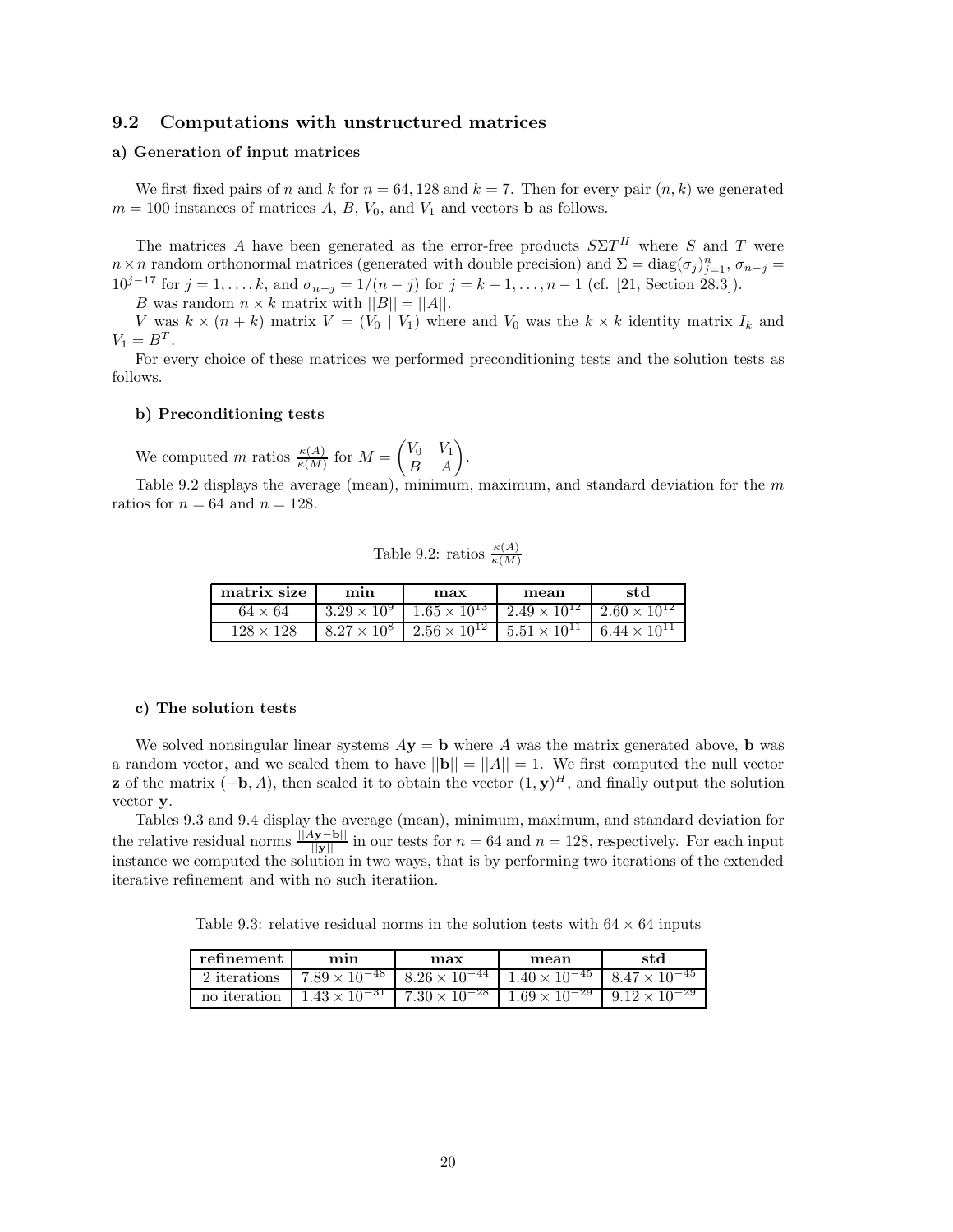## 9.2 Computations with unstructured matrices

**a) Generation of input matrices**

We first fixed pairs of $n$ and $k$ for $n = 64, 128$ and $k = 7$. Then for every pair $(n, k)$ we generated $m = 100$ instances of matrices $A$, $B$, $V_0$, and $V_1$ and vectors $\mathbf{b}$ as follows.

The matrices $A$ have been generated as the error-free products $S\Sigma T^H$ where $S$ and $T$ were $n \times n$ random orthonormal matrices (generated with double precision) and $\Sigma = \mathrm{diag}(\sigma_j)_{j=1}^n$, $\sigma_{n-j} = 10^{j-17}$ for $j = 1, \ldots, k$, and $\sigma_{n-j} = 1/(n-j)$ for $j = k+1, \ldots, n-1$ (cf. [21, Section 28.3]).

$B$ was random $n \times k$ matrix with $||B|| = ||A||$.

$V$ was $k \times (n+k)$ matrix $V = (V_0 \mid V_1)$ where and $V_0$ was the $k \times k$ identity matrix $I_k$ and $V_1 = B^T$.

For every choice of these matrices we performed preconditioning tests and the solution tests as follows.

**b) Preconditioning tests**

We computed $m$ ratios $\frac{\kappa(A)}{\kappa(M)}$ for $M = \begin{pmatrix} V_0 & V_1 \\ B & A \end{pmatrix}$.

Table 9.2 displays the average (mean), minimum, maximum, and standard deviation for the $m$ ratios for $n = 64$ and $n = 128$.

Table 9.2: ratios $\frac{\kappa(A)}{\kappa(M)}$

| matrix size | min | max | mean | std |
|---|---|---|---|---|
| $64 \times 64$ | $3.29 \times 10^{9}$ | $1.65 \times 10^{13}$ | $2.49 \times 10^{12}$ | $2.60 \times 10^{12}$ |
| $128 \times 128$ | $8.27 \times 10^{8}$ | $2.56 \times 10^{12}$ | $5.51 \times 10^{11}$ | $6.44 \times 10^{11}$ |

**c) The solution tests**

We solved nonsingular linear systems $A\mathbf{y} = \mathbf{b}$ where $A$ was the matrix generated above, $\mathbf{b}$ was a random vector, and we scaled them to have $||\mathbf{b}|| = ||A|| = 1$. We first computed the null vector $\mathbf{z}$ of the matrix $(-\mathbf{b}, A)$, then scaled it to obtain the vector $(1, \mathbf{y})^H$, and finally output the solution vector $\mathbf{y}$.

Tables 9.3 and 9.4 display the average (mean), minimum, maximum, and standard deviation for the relative residual norms $\frac{||A\mathbf{y}-\mathbf{b}||}{||\mathbf{y}||}$ in our tests for $n = 64$ and $n = 128$, respectively. For each input instance we computed the solution in two ways, that is by performing two iterations of the extended iterative refinement and with no such iteratiion.

Table 9.3: relative residual norms in the solution tests with $64 \times 64$ inputs

| refinement | min | max | mean | std |
|---|---|---|---|---|
| 2 iterations | $7.89 \times 10^{-48}$ | $8.26 \times 10^{-44}$ | $1.40 \times 10^{-45}$ | $8.47 \times 10^{-45}$ |
| no iteration | $1.43 \times 10^{-31}$ | $7.30 \times 10^{-28}$ | $1.69 \times 10^{-29}$ | $9.12 \times 10^{-29}$ |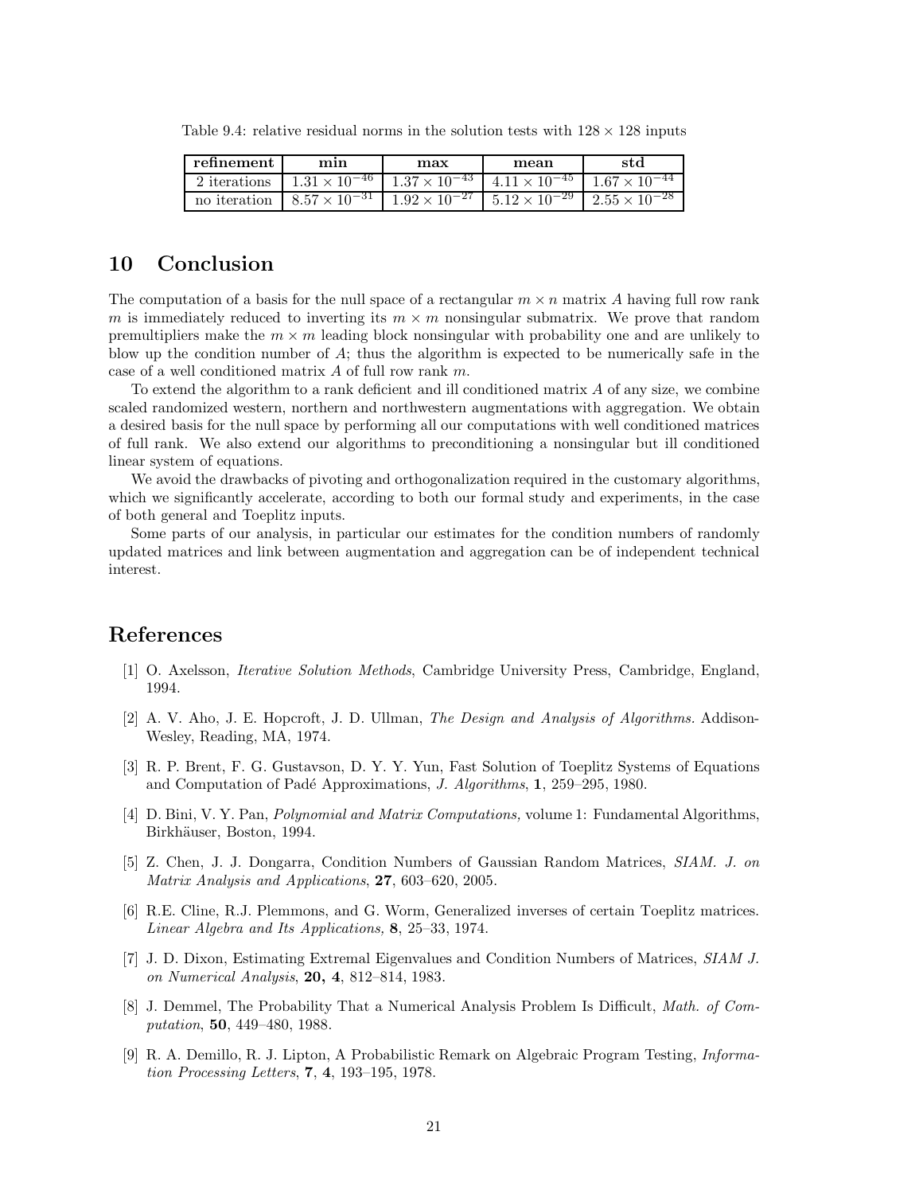Table 9.4: relative residual norms in the solution tests with $128 \times 128$ inputs

| **refinement** | **min** | **max** | **mean** | **std** |
|---|---|---|---|---|
| 2 iterations | $1.31 \times 10^{-46}$ | $1.37 \times 10^{-43}$ | $4.11 \times 10^{-45}$ | $1.67 \times 10^{-44}$ |
| no iteration | $8.57 \times 10^{-31}$ | $1.92 \times 10^{-27}$ | $5.12 \times 10^{-29}$ | $2.55 \times 10^{-28}$ |

## 10 Conclusion

The computation of a basis for the null space of a rectangular $m \times n$ matrix $A$ having full row rank $m$ is immediately reduced to inverting its $m \times m$ nonsingular submatrix. We prove that random premultipliers make the $m \times m$ leading block nonsingular with probability one and are unlikely to blow up the condition number of $A$; thus the algorithm is expected to be numerically safe in the case of a well conditioned matrix $A$ of full row rank $m$.

To extend the algorithm to a rank deficient and ill conditioned matrix $A$ of any size, we combine scaled randomized western, northern and northwestern augmentations with aggregation. We obtain a desired basis for the null space by performing all our computations with well conditioned matrices of full rank. We also extend our algorithms to preconditioning a nonsingular but ill conditioned linear system of equations.

We avoid the drawbacks of pivoting and orthogonalization required in the customary algorithms, which we significantly accelerate, according to both our formal study and experiments, in the case of both general and Toeplitz inputs.

Some parts of our analysis, in particular our estimates for the condition numbers of randomly updated matrices and link between augmentation and aggregation can be of independent technical interest.

## References

[1] O. Axelsson, *Iterative Solution Methods*, Cambridge University Press, Cambridge, England, 1994.

[2] A. V. Aho, J. E. Hopcroft, J. D. Ullman, *The Design and Analysis of Algorithms.* Addison-Wesley, Reading, MA, 1974.

[3] R. P. Brent, F. G. Gustavson, D. Y. Y. Yun, Fast Solution of Toeplitz Systems of Equations and Computation of Padé Approximations, *J. Algorithms*, **1**, 259–295, 1980.

[4] D. Bini, V. Y. Pan, *Polynomial and Matrix Computations,* volume 1: Fundamental Algorithms, Birkhäuser, Boston, 1994.

[5] Z. Chen, J. J. Dongarra, Condition Numbers of Gaussian Random Matrices, *SIAM. J. on Matrix Analysis and Applications*, **27**, 603–620, 2005.

[6] R.E. Cline, R.J. Plemmons, and G. Worm, Generalized inverses of certain Toeplitz matrices. *Linear Algebra and Its Applications,* **8**, 25–33, 1974.

[7] J. D. Dixon, Estimating Extremal Eigenvalues and Condition Numbers of Matrices, *SIAM J. on Numerical Analysis*, **20, 4**, 812–814, 1983.

[8] J. Demmel, The Probability That a Numerical Analysis Problem Is Difficult, *Math. of Computation*, **50**, 449–480, 1988.

[9] R. A. Demillo, R. J. Lipton, A Probabilistic Remark on Algebraic Program Testing, *Information Processing Letters*, **7, 4**, 193–195, 1978.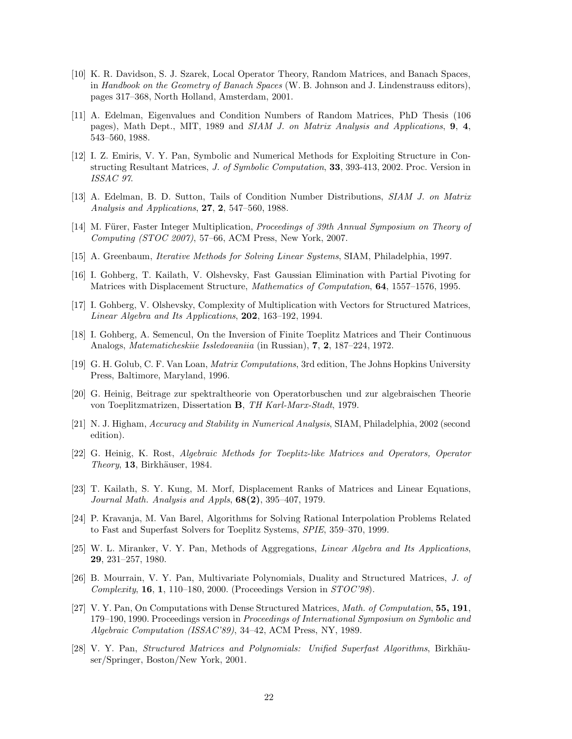[10] K. R. Davidson, S. J. Szarek, Local Operator Theory, Random Matrices, and Banach Spaces, in *Handbook on the Geometry of Banach Spaces* (W. B. Johnson and J. Lindenstrauss editors), pages 317–368, North Holland, Amsterdam, 2001.

[11] A. Edelman, Eigenvalues and Condition Numbers of Random Matrices, PhD Thesis (106 pages), Math Dept., MIT, 1989 and *SIAM J. on Matrix Analysis and Applications*, **9**, **4**, 543–560, 1988.

[12] I. Z. Emiris, V. Y. Pan, Symbolic and Numerical Methods for Exploiting Structure in Constructing Resultant Matrices, *J. of Symbolic Computation*, **33**, 393-413, 2002. Proc. Version in *ISSAC 97*.

[13] A. Edelman, B. D. Sutton, Tails of Condition Number Distributions, *SIAM J. on Matrix Analysis and Applications*, **27**, **2**, 547–560, 1988.

[14] M. Fürer, Faster Integer Multiplication, *Proceedings of 39th Annual Symposium on Theory of Computing (STOC 2007)*, 57–66, ACM Press, New York, 2007.

[15] A. Greenbaum, *Iterative Methods for Solving Linear Systems*, SIAM, Philadelphia, 1997.

[16] I. Gohberg, T. Kailath, V. Olshevsky, Fast Gaussian Elimination with Partial Pivoting for Matrices with Displacement Structure, *Mathematics of Computation*, **64**, 1557–1576, 1995.

[17] I. Gohberg, V. Olshevsky, Complexity of Multiplication with Vectors for Structured Matrices, *Linear Algebra and Its Applications*, **202**, 163–192, 1994.

[18] I. Gohberg, A. Semencul, On the Inversion of Finite Toeplitz Matrices and Their Continuous Analogs, *Matematicheskiie Issledovaniia* (in Russian), **7**, **2**, 187–224, 1972.

[19] G. H. Golub, C. F. Van Loan, *Matrix Computations*, 3rd edition, The Johns Hopkins University Press, Baltimore, Maryland, 1996.

[20] G. Heinig, Beitrage zur spektraltheorie von Operatorbuschen und zur algebraischen Theorie von Toeplitzmatrizen, Dissertation **B**, *TH Karl-Marx-Stadt*, 1979.

[21] N. J. Higham, *Accuracy and Stability in Numerical Analysis*, SIAM, Philadelphia, 2002 (second edition).

[22] G. Heinig, K. Rost, *Algebraic Methods for Toeplitz-like Matrices and Operators, Operator Theory*, **13**, Birkhäuser, 1984.

[23] T. Kailath, S. Y. Kung, M. Morf, Displacement Ranks of Matrices and Linear Equations, *Journal Math. Analysis and Appls*, **68(2)**, 395–407, 1979.

[24] P. Kravanja, M. Van Barel, Algorithms for Solving Rational Interpolation Problems Related to Fast and Superfast Solvers for Toeplitz Systems, *SPIE*, 359–370, 1999.

[25] W. L. Miranker, V. Y. Pan, Methods of Aggregations, *Linear Algebra and Its Applications*, **29**, 231–257, 1980.

[26] B. Mourrain, V. Y. Pan, Multivariate Polynomials, Duality and Structured Matrices, *J. of Complexity*, **16**, **1**, 110–180, 2000. (Proceedings Version in *STOC'98*).

[27] V. Y. Pan, On Computations with Dense Structured Matrices, *Math. of Computation*, **55, 191**, 179–190, 1990. Proceedings version in *Proceedings of International Symposium on Symbolic and Algebraic Computation (ISSAC'89)*, 34–42, ACM Press, NY, 1989.

[28] V. Y. Pan, *Structured Matrices and Polynomials: Unified Superfast Algorithms*, Birkhäuser/Springer, Boston/New York, 2001.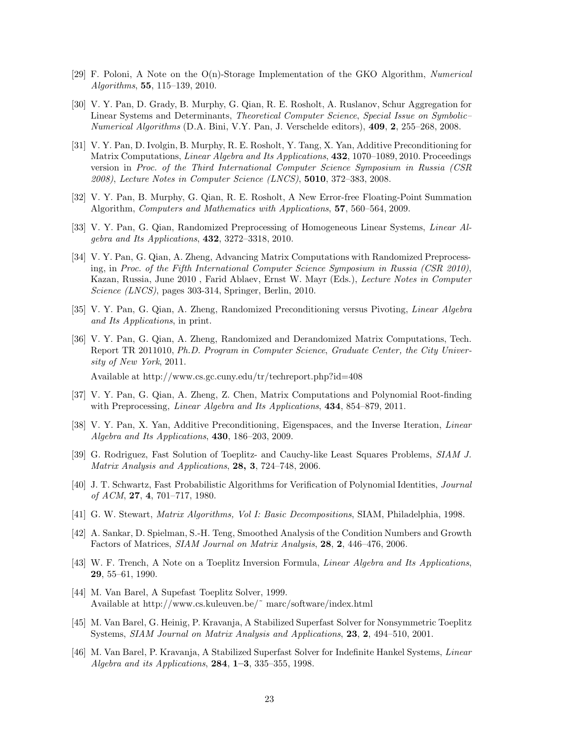[29] F. Poloni, A Note on the O(n)-Storage Implementation of the GKO Algorithm, *Numerical Algorithms*, **55**, 115–139, 2010.

[30] V. Y. Pan, D. Grady, B. Murphy, G. Qian, R. E. Rosholt, A. Ruslanov, Schur Aggregation for Linear Systems and Determinants, *Theoretical Computer Science*, *Special Issue on Symbolic–Numerical Algorithms* (D.A. Bini, V.Y. Pan, J. Verschelde editors), **409**, **2**, 255–268, 2008.

[31] V. Y. Pan, D. Ivolgin, B. Murphy, R. E. Rosholt, Y. Tang, X. Yan, Additive Preconditioning for Matrix Computations, *Linear Algebra and Its Applications*, **432**, 1070–1089, 2010. Proceedings version in *Proc. of the Third International Computer Science Symposium in Russia (CSR 2008)*, *Lecture Notes in Computer Science (LNCS)*, **5010**, 372–383, 2008.

[32] V. Y. Pan, B. Murphy, G. Qian, R. E. Rosholt, A New Error-free Floating-Point Summation Algorithm, *Computers and Mathematics with Applications*, **57**, 560–564, 2009.

[33] V. Y. Pan, G. Qian, Randomized Preprocessing of Homogeneous Linear Systems, *Linear Algebra and Its Applications*, **432**, 3272–3318, 2010.

[34] V. Y. Pan, G. Qian, A. Zheng, Advancing Matrix Computations with Randomized Preprocessing, in *Proc. of the Fifth International Computer Science Symposium in Russia (CSR 2010)*, Kazan, Russia, June 2010 , Farid Ablaev, Ernst W. Mayr (Eds.), *Lecture Notes in Computer Science (LNCS)*, pages 303-314, Springer, Berlin, 2010.

[35] V. Y. Pan, G. Qian, A. Zheng, Randomized Preconditioning versus Pivoting, *Linear Algebra and Its Applications*, in print.

[36] V. Y. Pan, G. Qian, A. Zheng, Randomized and Derandomized Matrix Computations, Tech. Report TR 2011010, *Ph.D. Program in Computer Science*, *Graduate Center, the City University of New York*, 2011.

Available at http://www.cs.gc.cuny.edu/tr/techreport.php?id=408

[37] V. Y. Pan, G. Qian, A. Zheng, Z. Chen, Matrix Computations and Polynomial Root-finding with Preprocessing, *Linear Algebra and Its Applications*, **434**, 854–879, 2011.

[38] V. Y. Pan, X. Yan, Additive Preconditioning, Eigenspaces, and the Inverse Iteration, *Linear Algebra and Its Applications*, **430**, 186–203, 2009.

[39] G. Rodriguez, Fast Solution of Toeplitz- and Cauchy-like Least Squares Problems, *SIAM J. Matrix Analysis and Applications*, **28, 3**, 724–748, 2006.

[40] J. T. Schwartz, Fast Probabilistic Algorithms for Verification of Polynomial Identities, *Journal of ACM*, **27**, **4**, 701–717, 1980.

[41] G. W. Stewart, *Matrix Algorithms, Vol I: Basic Decompositions*, SIAM, Philadelphia, 1998.

[42] A. Sankar, D. Spielman, S.-H. Teng, Smoothed Analysis of the Condition Numbers and Growth Factors of Matrices, *SIAM Journal on Matrix Analysis*, **28**, **2**, 446–476, 2006.

[43] W. F. Trench, A Note on a Toeplitz Inversion Formula, *Linear Algebra and Its Applications*, **29**, 55–61, 1990.

[44] M. Van Barel, A Supefast Toeplitz Solver, 1999.
Available at http://www.cs.kuleuven.be/~ marc/software/index.html

[45] M. Van Barel, G. Heinig, P. Kravanja, A Stabilized Superfast Solver for Nonsymmetric Toeplitz Systems, *SIAM Journal on Matrix Analysis and Applications*, **23**, **2**, 494–510, 2001.

[46] M. Van Barel, P. Kravanja, A Stabilized Superfast Solver for Indefinite Hankel Systems, *Linear Algebra and its Applications*, **284**, **1–3**, 335–355, 1998.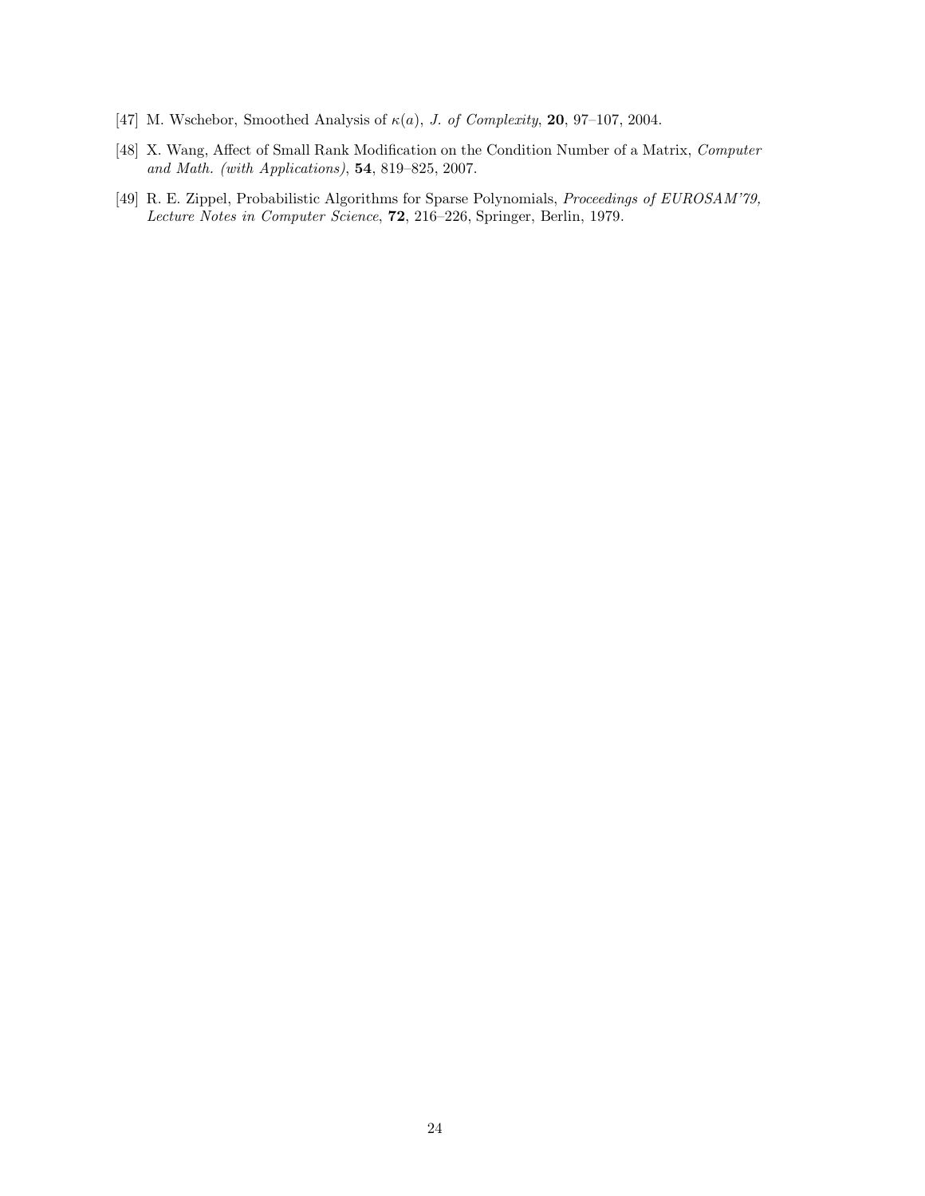[47] M. Wschebor, Smoothed Analysis of $\kappa(a)$, *J. of Complexity*, **20**, 97–107, 2004.

[48] X. Wang, Affect of Small Rank Modification on the Condition Number of a Matrix, *Computer and Math. (with Applications)*, **54**, 819–825, 2007.

[49] R. E. Zippel, Probabilistic Algorithms for Sparse Polynomials, *Proceedings of EUROSAM'79, Lecture Notes in Computer Science*, **72**, 216–226, Springer, Berlin, 1979.